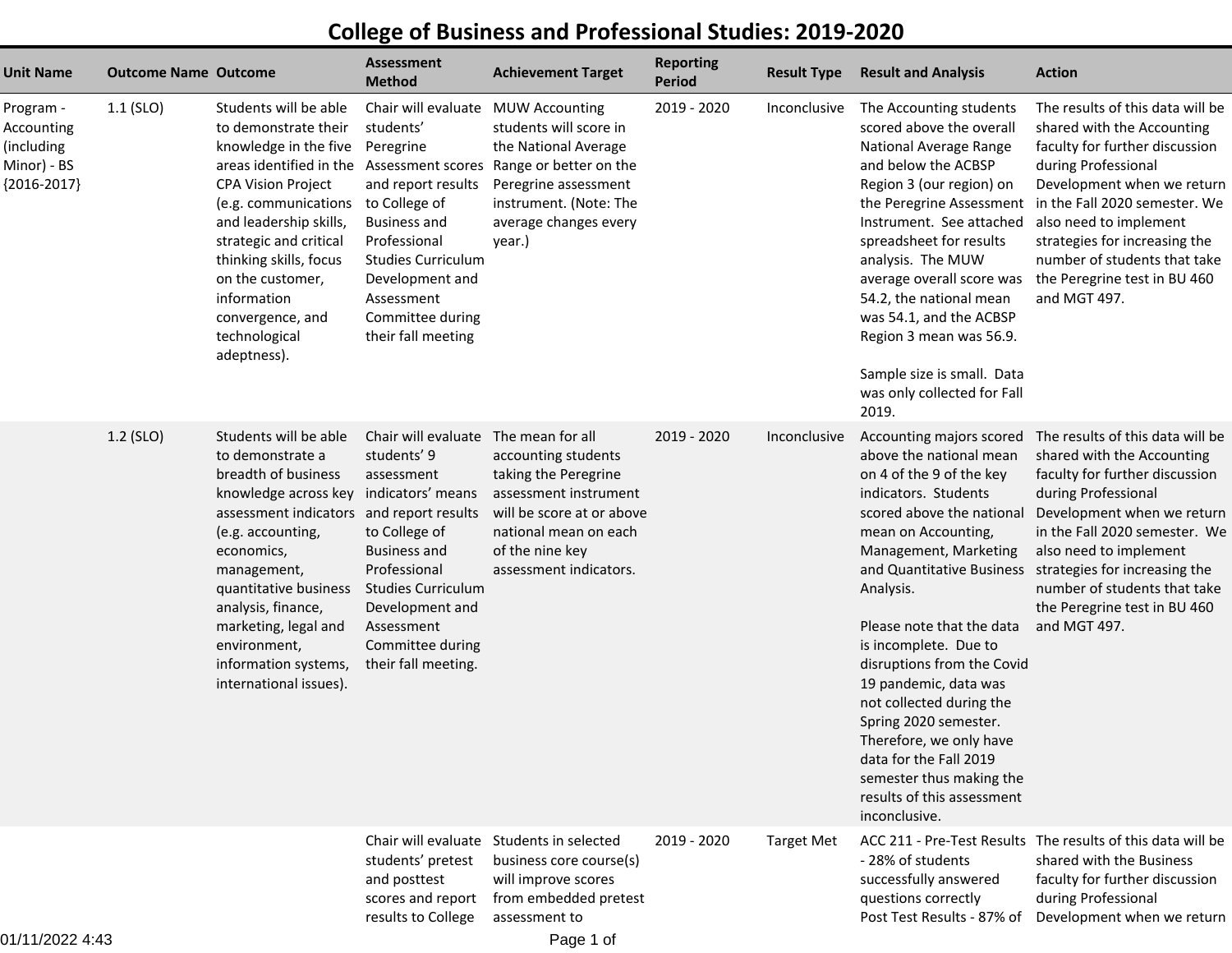# College of Business and Professional Studies: 2019-2020

| Unit Name | Outcome Name | Outcome | Assessment Method | Achievement Target | Reporting Period | Result Type | Result and Analysis | Action |
|---|---|---|---|---|---|---|---|---|
| Program - Accounting (including Minor) - BS {2016-2017} | 1.1 (SLO) | Students will be able to demonstrate their knowledge in the five areas identified in the CPA Vision Project (e.g. communications and leadership skills, strategic and critical thinking skills, focus on the customer, information convergence, and technological adeptness). | Chair will evaluate students' Peregrine Assessment scores and report results to College of Business and Professional Studies Curriculum Development and Assessment Committee during their fall meeting | MUW Accounting students will score in the National Average Range or better on the Peregrine assessment instrument. (Note: The average changes every year.) | 2019 - 2020 | Inconclusive | The Accounting students scored above the overall National Average Range and below the ACBSP Region 3 (our region) on the Peregrine Assessment Instrument. See attached spreadsheet for results analysis. The MUW average overall score was 54.2, the national mean was 54.1, and the ACBSP Region 3 mean was 56.9.<br><br>Sample size is small. Data was only collected for Fall 2019. | The results of this data will be shared with the Accounting faculty for further discussion during Professional Development when we return in the Fall 2020 semester. We also need to implement strategies for increasing the number of students that take the Peregrine test in BU 460 and MGT 497. |
| | 1.2 (SLO) | Students will be able to demonstrate a breadth of business knowledge across key assessment indicators (e.g. accounting, economics, management, quantitative business analysis, finance, marketing, legal and environment, information systems, international issues). | Chair will evaluate students' 9 assessment indicators' means and report results to College of Business and Professional Studies Curriculum Development and Assessment Committee during their fall meeting. | The mean for all accounting students taking the Peregrine assessment instrument will be score at or above national mean on each of the nine key assessment indicators. | 2019 - 2020 | Inconclusive | Accounting majors scored above the national mean on 4 of the 9 of the key indicators. Students scored above the national mean on Accounting, Management, Marketing and Quantitative Business Analysis.<br><br>Please note that the data is incomplete. Due to disruptions from the Covid 19 pandemic, data was not collected during the Spring 2020 semester. Therefore, we only have data for the Fall 2019 semester thus making the results of this assessment inconclusive. | The results of this data will be shared with the Accounting faculty for further discussion during Professional Development when we return in the Fall 2020 semester. We also need to implement strategies for increasing the number of students that take the Peregrine test in BU 460 and MGT 497. |
| | | | Chair will evaluate students' pretest and posttest scores and report results to College | Students in selected business core course(s) will improve scores from embedded pretest assessment to | 2019 - 2020 | Target Met | ACC 211 - Pre-Test Results - 28% of students successfully answered questions correctly<br>Post Test Results - 87% of | The results of this data will be shared with the Business faculty for further discussion during Professional Development when we return |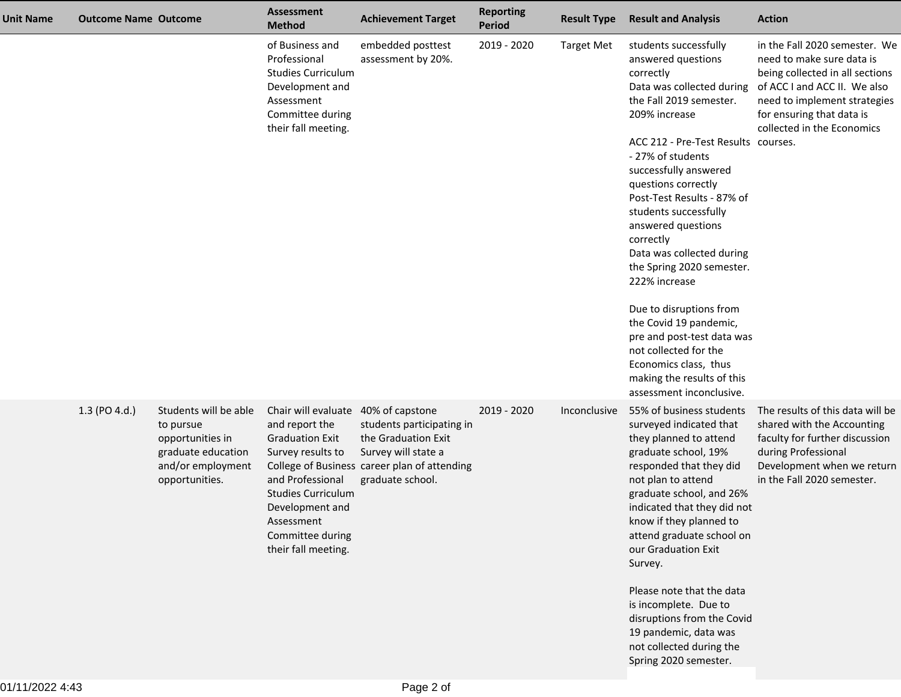| Unit Name | Outcome Name | Outcome | Assessment Method | Achievement Target | Reporting Period | Result Type | Result and Analysis | Action |
|---|---|---|---|---|---|---|---|---|
| | | | of Business and Professional Studies Curriculum Development and Assessment Committee during their fall meeting. | embedded posttest assessment by 20%. | 2019 - 2020 | Target Met | students successfully answered questions correctly<br>Data was collected during the Fall 2019 semester.<br>209% increase<br><br>ACC 212 - Pre-Test Results - 27% of students successfully answered questions correctly<br>Post-Test Results - 87% of students successfully answered questions correctly<br>Data was collected during the Spring 2020 semester.<br>222% increase<br><br>Due to disruptions from the Covid 19 pandemic, pre and post-test data was not collected for the Economics class, thus making the results of this assessment inconclusive. | in the Fall 2020 semester. We need to make sure data is being collected in all sections of ACC I and ACC II. We also need to implement strategies for ensuring that data is collected in the Economics courses. |
| | 1.3 (PO 4.d.) | Students will be able to pursue opportunities in graduate education and/or employment opportunities. | Chair will evaluate and report the Graduation Exit Survey results to College of Business and Professional Studies Curriculum Development and Assessment Committee during their fall meeting. | 40% of capstone students participating in the Graduation Exit Survey will state a career plan of attending graduate school. | 2019 - 2020 | Inconclusive | 55% of business students surveyed indicated that they planned to attend graduate school, 19% responded that they did not plan to attend graduate school, and 26% indicated that they did not know if they planned to attend graduate school on our Graduation Exit Survey.<br><br>Please note that the data is incomplete. Due to disruptions from the Covid 19 pandemic, data was not collected during the Spring 2020 semester. | The results of this data will be shared with the Accounting faculty for further discussion during Professional Development when we return in the Fall 2020 semester. |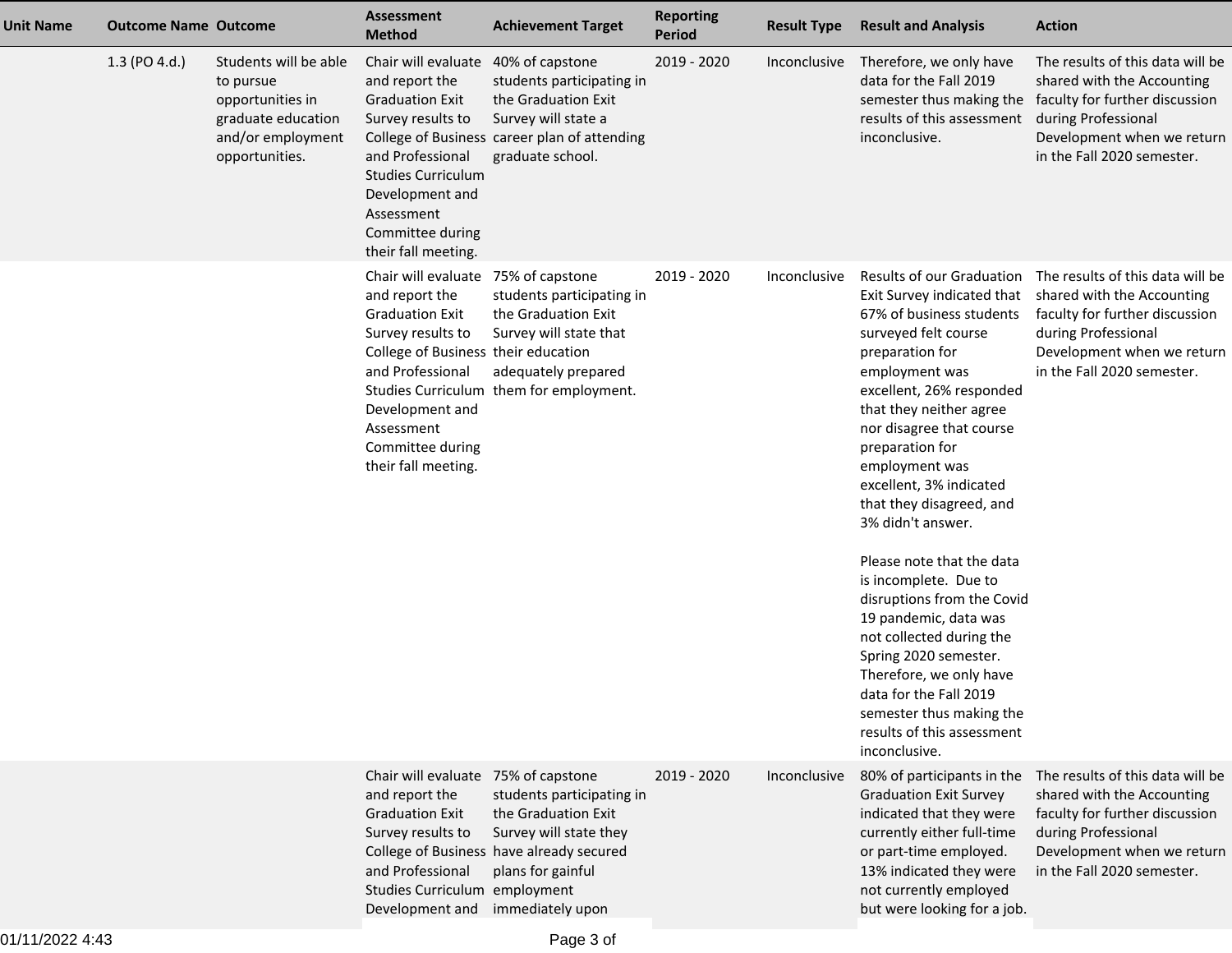| Unit Name | Outcome Name | Outcome | Assessment Method | Achievement Target | Reporting Period | Result Type | Result and Analysis | Action |
|---|---|---|---|---|---|---|---|---|
| | 1.3 (PO 4.d.) | Students will be able to pursue opportunities in graduate education and/or employment opportunities. | Chair will evaluate and report the Graduation Exit Survey results to College of Business and Professional Studies Curriculum Development and Assessment Committee during their fall meeting. | 40% of capstone students participating in the Graduation Exit Survey will state a career plan of attending graduate school. | 2019 - 2020 | Inconclusive | Therefore, we only have data for the Fall 2019 semester thus making the results of this assessment inconclusive. | The results of this data will be shared with the Accounting faculty for further discussion during Professional Development when we return in the Fall 2020 semester. |
| | | | Chair will evaluate and report the Graduation Exit Survey results to College of Business and Professional Studies Curriculum Development and Assessment Committee during their fall meeting. | 75% of capstone students participating in the Graduation Exit Survey will state that their education adequately prepared them for employment. | 2019 - 2020 | Inconclusive | Results of our Graduation Exit Survey indicated that 67% of business students surveyed felt course preparation for employment was excellent, 26% responded that they neither agree nor disagree that course preparation for employment was excellent, 3% indicated that they disagreed, and 3% didn't answer.<br><br>Please note that the data is incomplete. Due to disruptions from the Covid 19 pandemic, data was not collected during the Spring 2020 semester. Therefore, we only have data for the Fall 2019 semester thus making the results of this assessment inconclusive. | The results of this data will be shared with the Accounting faculty for further discussion during Professional Development when we return in the Fall 2020 semester. |
| | | | Chair will evaluate and report the Graduation Exit Survey results to College of Business and Professional Studies Curriculum Development and | 75% of capstone students participating in the Graduation Exit Survey will state they have already secured plans for gainful employment immediately upon | 2019 - 2020 | Inconclusive | 80% of participants in the Graduation Exit Survey indicated that they were currently either full-time or part-time employed. 13% indicated they were not currently employed but were looking for a job. | The results of this data will be shared with the Accounting faculty for further discussion during Professional Development when we return in the Fall 2020 semester. |

01/11/2022 4:43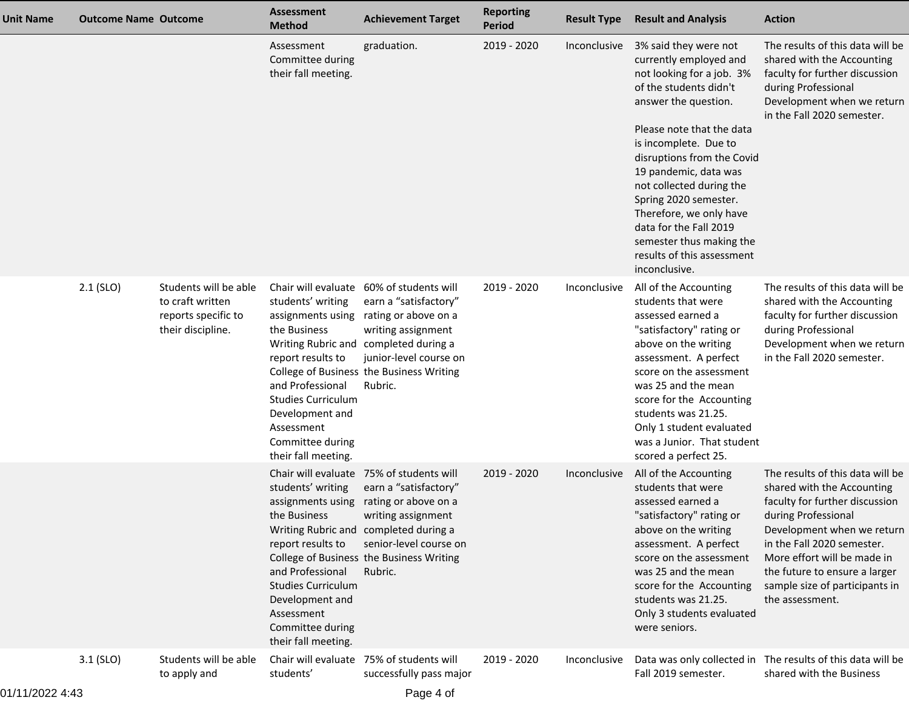| Unit Name | Outcome Name | Outcome | Assessment Method | Achievement Target | Reporting Period | Result Type | Result and Analysis | Action |
|---|---|---|---|---|---|---|---|---|
| | | | Assessment Committee during their fall meeting. | graduation. | 2019 - 2020 | Inconclusive | 3% said they were not currently employed and not looking for a job. 3% of the students didn't answer the question.<br><br>Please note that the data is incomplete. Due to disruptions from the Covid 19 pandemic, data was not collected during the Spring 2020 semester. Therefore, we only have data for the Fall 2019 semester thus making the results of this assessment inconclusive. | The results of this data will be shared with the Accounting faculty for further discussion during Professional Development when we return in the Fall 2020 semester. |
| | 2.1 (SLO) | Students will be able to craft written reports specific to their discipline. | Chair will evaluate students' writing assignments using the Business Writing Rubric and report results to College of Business and Professional Studies Curriculum Development and Assessment Committee during their fall meeting. | 60% of students will earn a "satisfactory" rating or above on a writing assignment completed during a junior-level course on the Business Writing Rubric. | 2019 - 2020 | Inconclusive | All of the Accounting students that were assessed earned a "satisfactory" rating or above on the writing assessment. A perfect score on the assessment was 25 and the mean score for the Accounting students was 21.25. Only 1 student evaluated was a Junior. That student scored a perfect 25. | The results of this data will be shared with the Accounting faculty for further discussion during Professional Development when we return in the Fall 2020 semester. |
| | | | Chair will evaluate students' writing assignments using the Business Writing Rubric and report results to College of Business and Professional Studies Curriculum Development and Assessment Committee during their fall meeting. | 75% of students will earn a "satisfactory" rating or above on a writing assignment completed during a senior-level course on the Business Writing Rubric. | 2019 - 2020 | Inconclusive | All of the Accounting students that were assessed earned a "satisfactory" rating or above on the writing assessment. A perfect score on the assessment was 25 and the mean score for the Accounting students was 21.25. Only 3 students evaluated were seniors. | The results of this data will be shared with the Accounting faculty for further discussion during Professional Development when we return in the Fall 2020 semester. More effort will be made in the future to ensure a larger sample size of participants in the assessment. |
| | 3.1 (SLO) | Students will be able to apply and | Chair will evaluate students' | 75% of students will successfully pass major | 2019 - 2020 | Inconclusive | Data was only collected in Fall 2019 semester. | The results of this data will be shared with the Business |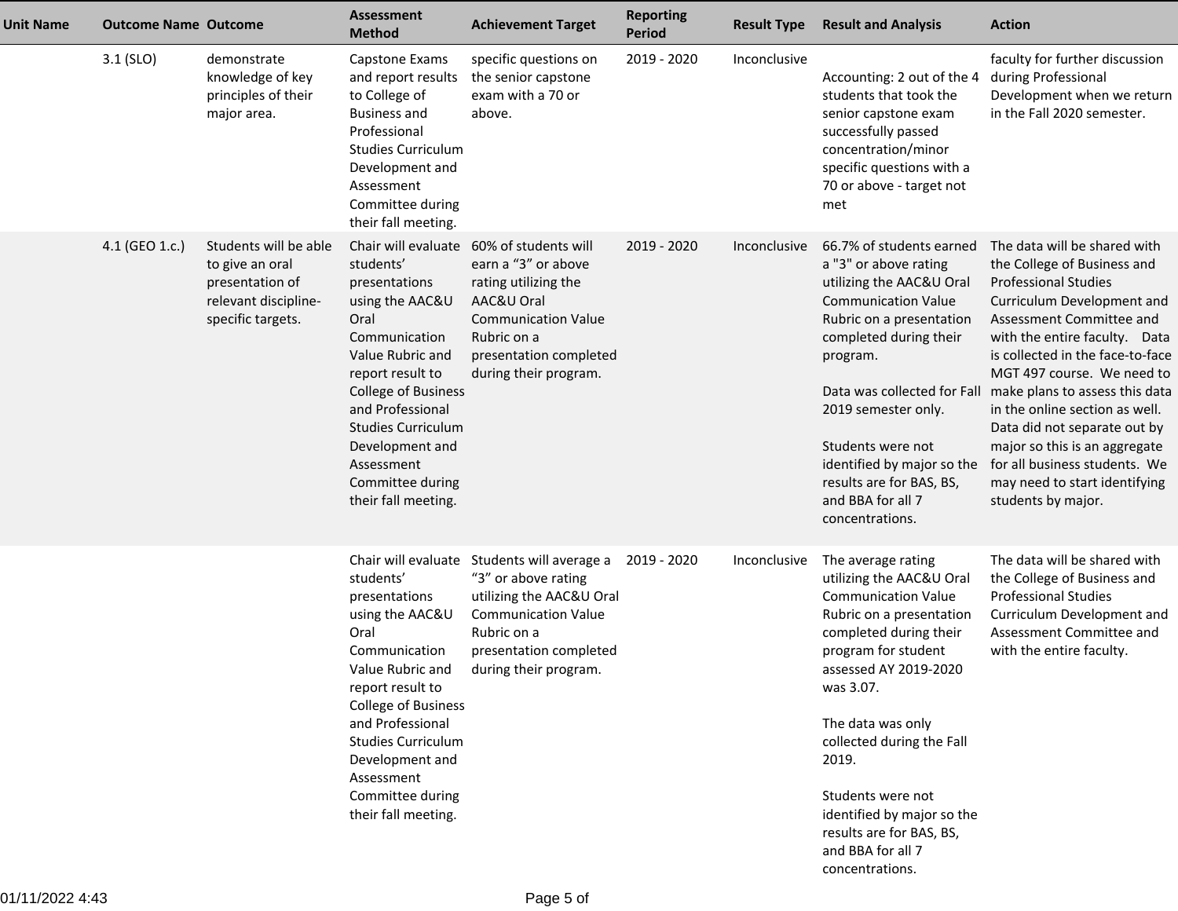| Unit Name | Outcome Name | Outcome | Assessment Method | Achievement Target | Reporting Period | Result Type | Result and Analysis | Action |
|---|---|---|---|---|---|---|---|---|
| | 3.1 (SLO) | demonstrate knowledge of key principles of their major area. | Capstone Exams and report results to College of Business and Professional Studies Curriculum Development and Assessment Committee during their fall meeting. | specific questions on the senior capstone exam with a 70 or above. | 2019 - 2020 | Inconclusive | Accounting: 2 out of the 4 students that took the senior capstone exam successfully passed concentration/minor specific questions with a 70 or above - target not met | faculty for further discussion during Professional Development when we return in the Fall 2020 semester. |
| | 4.1 (GEO 1.c.) | Students will be able to give an oral presentation of relevant discipline-specific targets. | Chair will evaluate students' presentations using the AAC&U Oral Communication Value Rubric and report result to College of Business and Professional Studies Curriculum Development and Assessment Committee during their fall meeting. | 60% of students will earn a "3" or above rating utilizing the AAC&U Oral Communication Value Rubric on a presentation completed during their program. | 2019 - 2020 | Inconclusive | 66.7% of students earned a "3" or above rating utilizing the AAC&U Oral Communication Value Rubric on a presentation completed during their program.<br><br>Data was collected for Fall 2019 semester only.<br><br>Students were not identified by major so the results are for BAS, BS, and BBA for all 7 concentrations. | The data will be shared with the College of Business and Professional Studies Curriculum Development and Assessment Committee and with the entire faculty. Data is collected in the face-to-face MGT 497 course. We need to make plans to assess this data in the online section as well. Data did not separate out by major so this is an aggregate for all business students. We may need to start identifying students by major. |
| | | | Chair will evaluate students' presentations using the AAC&U Oral Communication Value Rubric and report result to College of Business and Professional Studies Curriculum Development and Assessment Committee during their fall meeting. | Students will average a "3" or above rating utilizing the AAC&U Oral Communication Value Rubric on a presentation completed during their program. | 2019 - 2020 | Inconclusive | The average rating utilizing the AAC&U Oral Communication Value Rubric on a presentation completed during their program for student assessed AY 2019-2020 was 3.07.<br><br>The data was only collected during the Fall 2019.<br><br>Students were not identified by major so the results are for BAS, BS, and BBA for all 7 concentrations. | The data will be shared with the College of Business and Professional Studies Curriculum Development and Assessment Committee and with the entire faculty. |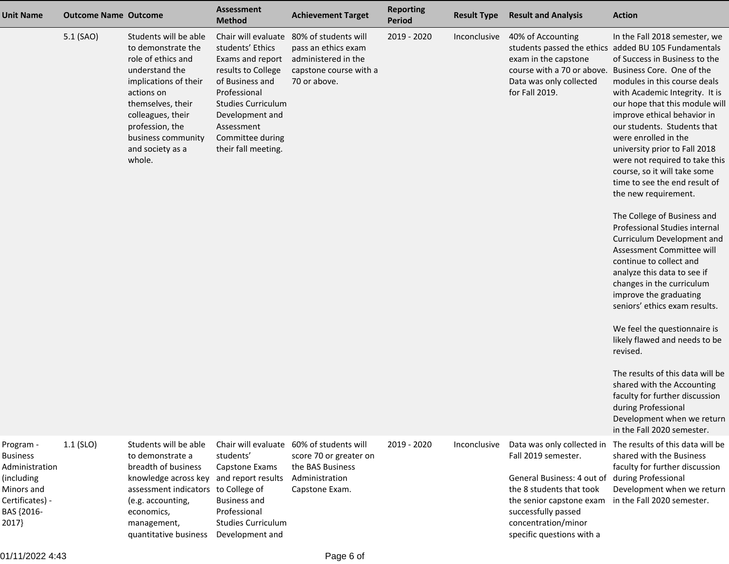| Unit Name | Outcome Name | Outcome | Assessment Method | Achievement Target | Reporting Period | Result Type | Result and Analysis | Action |
|---|---|---|---|---|---|---|---|---|
| | 5.1 (SAO) | Students will be able to demonstrate the role of ethics and understand the implications of their actions on themselves, their colleagues, their profession, the business community and society as a whole. | Chair will evaluate students' Ethics Exams and report results to College of Business and Professional Studies Curriculum Development and Assessment Committee during their fall meeting. | 80% of students will pass an ethics exam administered in the capstone course with a 70 or above. | 2019 - 2020 | Inconclusive | 40% of Accounting students passed the ethics exam in the capstone course with a 70 or above. Data was only collected for Fall 2019. | In the Fall 2018 semester, we added BU 105 Fundamentals of Success in Business to the Business Core. One of the modules in this course deals with Academic Integrity. It is our hope that this module will improve ethical behavior in our students. Students that were enrolled in the university prior to Fall 2018 were not required to take this course, so it will take some time to see the end result of the new requirement.<br><br>The College of Business and Professional Studies internal Curriculum Development and Assessment Committee will continue to collect and analyze this data to see if changes in the curriculum improve the graduating seniors' ethics exam results.<br><br>We feel the questionnaire is likely flawed and needs to be revised.<br><br>The results of this data will be shared with the Accounting faculty for further discussion during Professional Development when we return in the Fall 2020 semester. |
| Program - Business Administration (including Minors and Certificates) - BAS {2016-2017} | 1.1 (SLO) | Students will be able to demonstrate a breadth of business knowledge across key assessment indicators (e.g. accounting, economics, management, quantitative business | Chair will evaluate students' Capstone Exams and report results to College of Business and Professional Studies Curriculum Development and | 60% of students will score 70 or greater on the BAS Business Administration Capstone Exam. | 2019 - 2020 | Inconclusive | Data was only collected in Fall 2019 semester.<br><br>General Business: 4 out of the 8 students that took the senior capstone exam successfully passed concentration/minor specific questions with a | The results of this data will be shared with the Business faculty for further discussion during Professional Development when we return in the Fall 2020 semester. |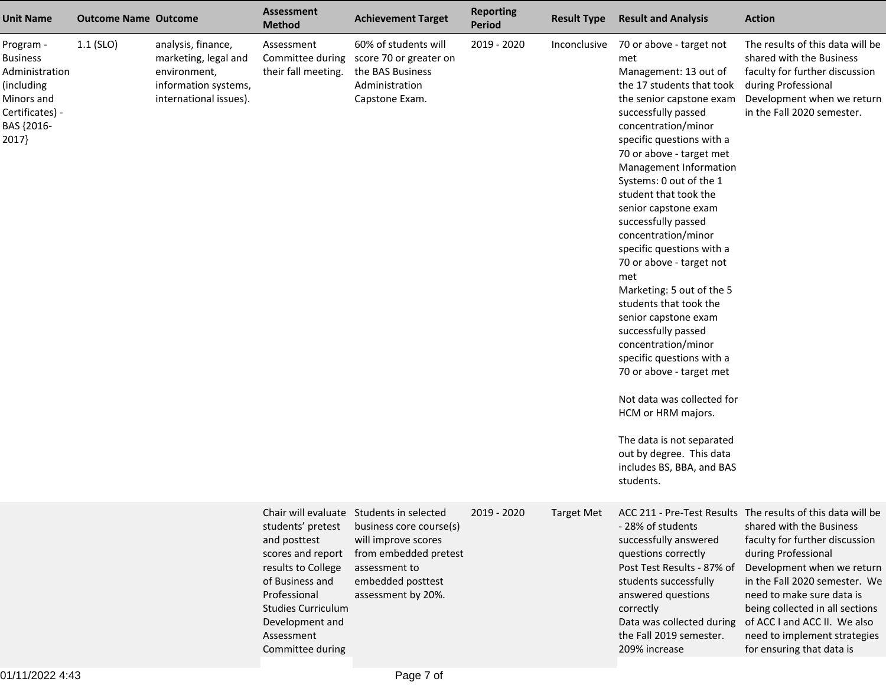| Unit Name | Outcome Name | Outcome | Assessment Method | Achievement Target | Reporting Period | Result Type | Result and Analysis | Action |
|---|---|---|---|---|---|---|---|---|
| Program - Business Administration (including Minors and Certificates) - BAS {2016-2017} | 1.1 (SLO) | analysis, finance, marketing, legal and environment, information systems, international issues). | Assessment Committee during their fall meeting. | 60% of students will score 70 or greater on the BAS Business Administration Capstone Exam. | 2019 - 2020 | Inconclusive | 70 or above - target not met<br>Management: 13 out of the 17 students that took the senior capstone exam successfully passed concentration/minor specific questions with a 70 or above - target met<br>Management Information Systems: 0 out of the 1 student that took the senior capstone exam successfully passed concentration/minor specific questions with a 70 or above - target not met<br>Marketing: 5 out of the 5 students that took the senior capstone exam successfully passed concentration/minor specific questions with a 70 or above - target met<br><br>Not data was collected for HCM or HRM majors.<br><br>The data is not separated out by degree. This data includes BS, BBA, and BAS students. | The results of this data will be shared with the Business faculty for further discussion during Professional Development when we return in the Fall 2020 semester. |
| | | | Chair will evaluate students' pretest and posttest scores and report results to College of Business and Professional Studies Curriculum Development and Assessment Committee during | Students in selected business core course(s) will improve scores from embedded pretest assessment to embedded posttest assessment by 20%. | 2019 - 2020 | Target Met | ACC 211 - Pre-Test Results - 28% of students successfully answered questions correctly<br>Post Test Results - 87% of students successfully answered questions correctly<br>Data was collected during the Fall 2019 semester.<br>209% increase | The results of this data will be shared with the Business faculty for further discussion during Professional Development when we return in the Fall 2020 semester. We need to make sure data is being collected in all sections of ACC I and ACC II. We also need to implement strategies for ensuring that data is |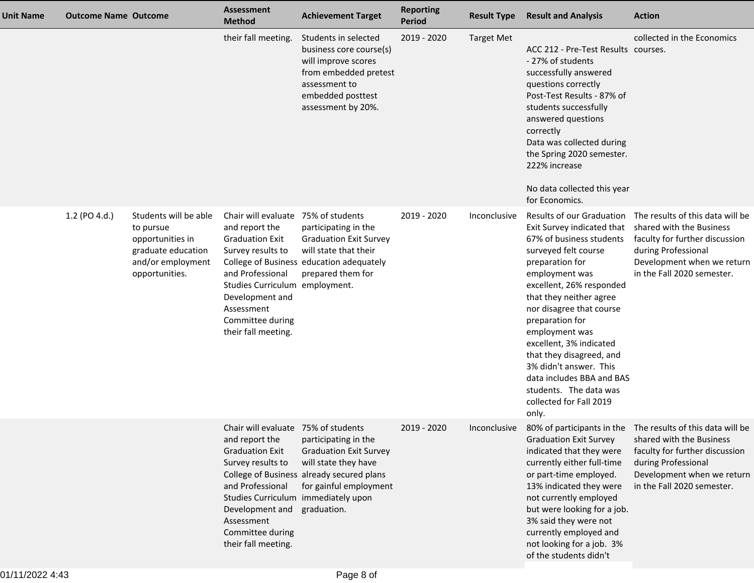| Unit Name | Outcome Name | Outcome | Assessment Method | Achievement Target | Reporting Period | Result Type | Result and Analysis | Action |
|---|---|---|---|---|---|---|---|---|
| | | | their fall meeting. | Students in selected business core course(s) will improve scores from embedded pretest assessment to embedded posttest assessment by 20%. | 2019 - 2020 | Target Met | ACC 212 - Pre-Test Results - 27% of students successfully answered questions correctly<br>Post-Test Results - 87% of students successfully answered questions correctly<br>Data was collected during the Spring 2020 semester. 222% increase<br><br>No data collected this year for Economics. | collected in the Economics courses. |
| | 1.2 (PO 4.d.) | Students will be able to pursue opportunities in graduate education and/or employment opportunities. | Chair will evaluate and report the Graduation Exit Survey results to College of Business and Professional Studies Curriculum Development and Assessment Committee during their fall meeting. | 75% of students participating in the Graduation Exit Survey will state that their education adequately prepared them for employment. | 2019 - 2020 | Inconclusive | Results of our Graduation Exit Survey indicated that 67% of business students surveyed felt course preparation for employment was excellent, 26% responded that they neither agree nor disagree that course preparation for employment was excellent, 3% indicated that they disagreed, and 3% didn't answer. This data includes BBA and BAS students. The data was collected for Fall 2019 only. | The results of this data will be shared with the Business faculty for further discussion during Professional Development when we return in the Fall 2020 semester. |
| | | | Chair will evaluate and report the Graduation Exit Survey results to College of Business and Professional Studies Curriculum Development and Assessment Committee during their fall meeting. | 75% of students participating in the Graduation Exit Survey will state they have already secured plans for gainful employment immediately upon graduation. | 2019 - 2020 | Inconclusive | 80% of participants in the Graduation Exit Survey indicated that they were currently either full-time or part-time employed. 13% indicated they were not currently employed but were looking for a job. 3% said they were not currently employed and not looking for a job. 3% of the students didn't | The results of this data will be shared with the Business faculty for further discussion during Professional Development when we return in the Fall 2020 semester. |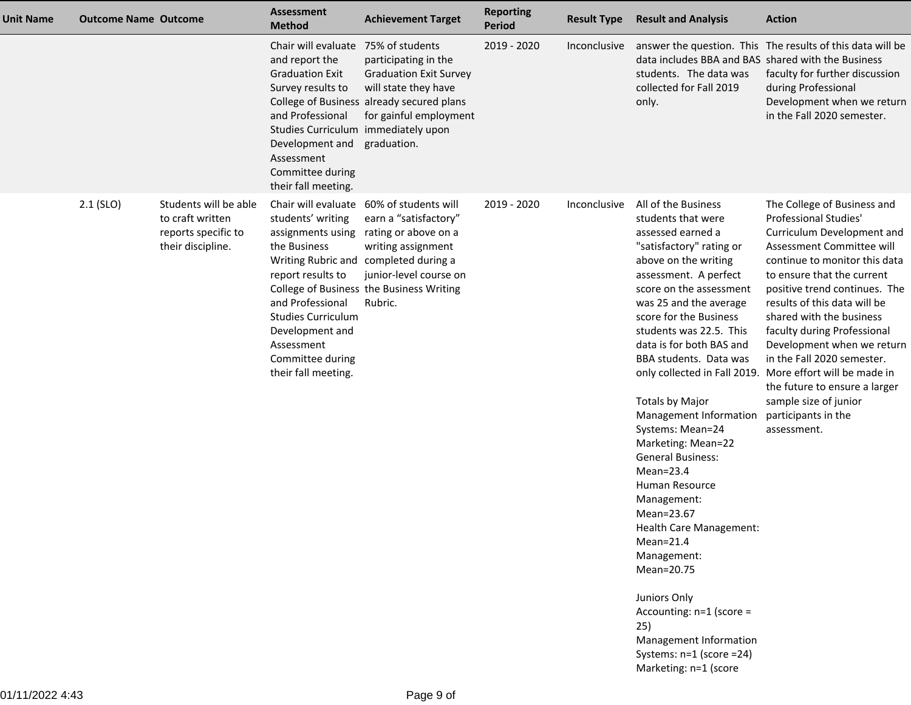| Unit Name | Outcome Name | Outcome | Assessment Method | Achievement Target | Reporting Period | Result Type | Result and Analysis | Action |
|---|---|---|---|---|---|---|---|---|
| | | | Chair will evaluate and report the Graduation Exit Survey results to College of Business and Professional Studies Curriculum Development and Assessment Committee during their fall meeting. | 75% of students participating in the Graduation Exit Survey will state they have already secured plans for gainful employment immediately upon graduation. | 2019 - 2020 | Inconclusive | answer the question. This data includes BBA and BAS students. The data was collected for Fall 2019 only. | The results of this data will be shared with the Business faculty for further discussion during Professional Development when we return in the Fall 2020 semester. |
| | 2.1 (SLO) | Students will be able to craft written reports specific to their discipline. | Chair will evaluate students' writing assignments using the Business Writing Rubric and report results to College of Business and Professional Studies Curriculum Development and Assessment Committee during their fall meeting. | 60% of students will earn a "satisfactory" rating or above on a writing assignment completed during a junior-level course on the Business Writing Rubric. | 2019 - 2020 | Inconclusive | All of the Business students that were assessed earned a "satisfactory" rating or above on the writing assessment. A perfect score on the assessment was 25 and the average score for the Business students was 22.5. This data is for both BAS and BBA students. Data was only collected in Fall 2019.<br><br>Totals by Major<br>Management Information Systems: Mean=24<br>Marketing: Mean=22<br>General Business: Mean=23.4<br>Human Resource Management: Mean=23.67<br>Health Care Management: Mean=21.4<br>Management: Mean=20.75<br><br>Juniors Only<br>Accounting: n=1 (score = 25)<br>Management Information Systems: n=1 (score =24)<br>Marketing: n=1 (score | The College of Business and Professional Studies' Curriculum Development and Assessment Committee will continue to monitor this data to ensure that the current positive trend continues. The results of this data will be shared with the business faculty during Professional Development when we return in the Fall 2020 semester. More effort will be made in the future to ensure a larger sample size of junior participants in the assessment. |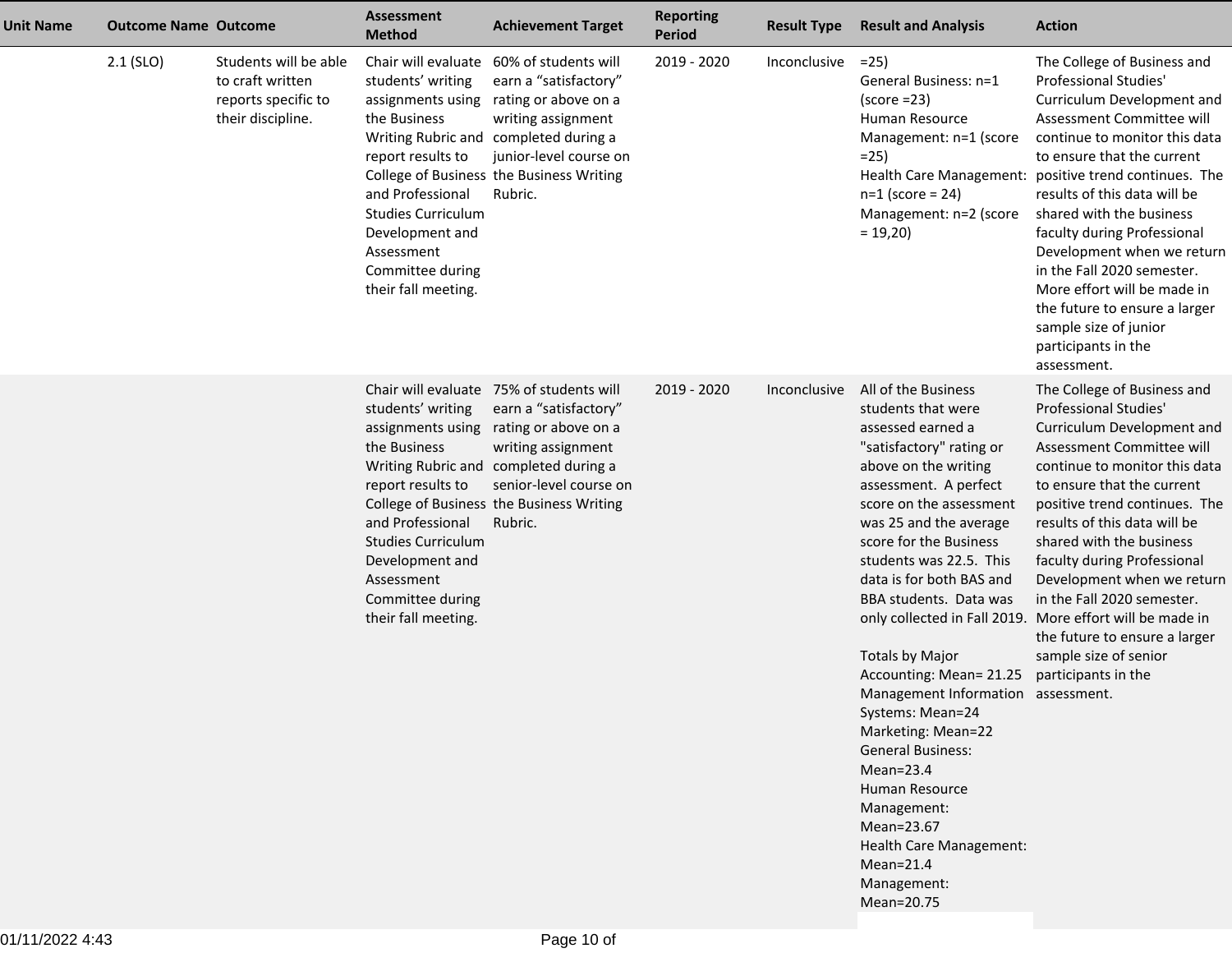| Unit Name | Outcome Name | Outcome | Assessment Method | Achievement Target | Reporting Period | Result Type | Result and Analysis | Action |
|---|---|---|---|---|---|---|---|---|
| | 2.1 (SLO) | Students will be able to craft written reports specific to their discipline. | Chair will evaluate students' writing assignments using the Business Writing Rubric and report results to College of Business and Professional Studies Curriculum Development and Assessment Committee during their fall meeting. | 60% of students will earn a "satisfactory" rating or above on a writing assignment completed during a junior-level course on the Business Writing Rubric. | 2019 - 2020 | Inconclusive | =25)<br>General Business: n=1 (score =23)<br>Human Resource Management: n=1 (score =25)<br>Health Care Management: n=1 (score = 24)<br>Management: n=2 (score = 19,20) | The College of Business and Professional Studies' Curriculum Development and Assessment Committee will continue to monitor this data to ensure that the current positive trend continues. The results of this data will be shared with the business faculty during Professional Development when we return in the Fall 2020 semester. More effort will be made in the future to ensure a larger sample size of junior participants in the assessment. |
| | | | Chair will evaluate students' writing assignments using the Business Writing Rubric and report results to College of Business and Professional Studies Curriculum Development and Assessment Committee during their fall meeting. | 75% of students will earn a "satisfactory" rating or above on a writing assignment completed during a senior-level course on the Business Writing Rubric. | 2019 - 2020 | Inconclusive | All of the Business students that were assessed earned a "satisfactory" rating or above on the writing assessment. A perfect score on the assessment was 25 and the average score for the Business students was 22.5. This data is for both BAS and BBA students. Data was only collected in Fall 2019.<br><br>Totals by Major<br>Accounting: Mean= 21.25<br>Management Information Systems: Mean=24<br>Marketing: Mean=22<br>General Business: Mean=23.4<br>Human Resource Management: Mean=23.67<br>Health Care Management: Mean=21.4<br>Management: Mean=20.75 | The College of Business and Professional Studies' Curriculum Development and Assessment Committee will continue to monitor this data to ensure that the current positive trend continues. The results of this data will be shared with the business faculty during Professional Development when we return in the Fall 2020 semester. More effort will be made in the future to ensure a larger sample size of senior participants in the assessment. |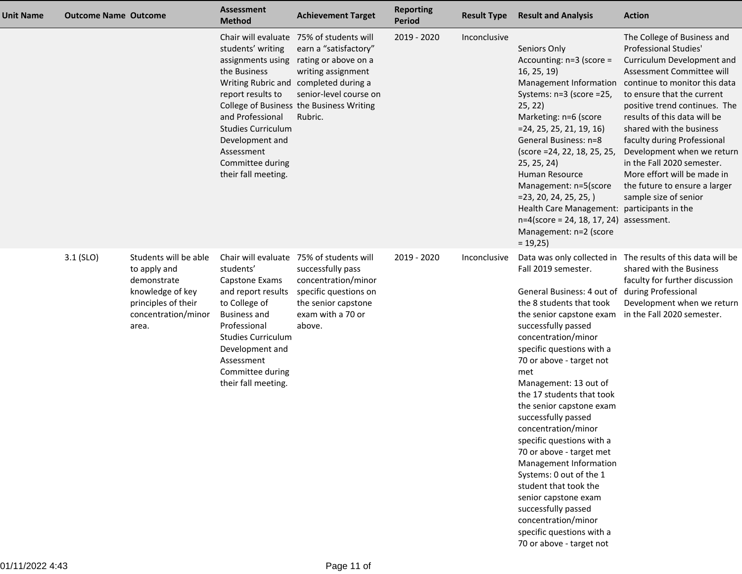| Unit Name | Outcome Name | Outcome | Assessment Method | Achievement Target | Reporting Period | Result Type | Result and Analysis | Action |
|---|---|---|---|---|---|---|---|---|
| | | | Chair will evaluate students' writing assignments using the Business Writing Rubric and report results to College of Business and Professional Studies Curriculum Development and Assessment Committee during their fall meeting. | 75% of students will earn a "satisfactory" rating or above on a writing assignment completed during a senior-level course on the Business Writing Rubric. | 2019 - 2020 | Inconclusive | Seniors Only<br>Accounting: n=3 (score = 16, 25, 19)<br>Management Information Systems: n=3 (score =25, 25, 22)<br>Marketing: n=6 (score =24, 25, 25, 21, 19, 16)<br>General Business: n=8 (score =24, 22, 18, 25, 25, 25, 25, 24)<br>Human Resource Management: n=5(score =23, 20, 24, 25, 25, )<br>Health Care Management: n=4(score = 24, 18, 17, 24)<br>Management: n=2 (score = 19,25) | The College of Business and Professional Studies' Curriculum Development and Assessment Committee will continue to monitor this data to ensure that the current positive trend continues. The results of this data will be shared with the business faculty during Professional Development when we return in the Fall 2020 semester. More effort will be made in the future to ensure a larger sample size of senior participants in the assessment. |
| | 3.1 (SLO) | Students will be able to apply and demonstrate knowledge of key principles of their concentration/minor area. | Chair will evaluate students' Capstone Exams and report results to College of Business and Professional Studies Curriculum Development and Assessment Committee during their fall meeting. | 75% of students will successfully pass concentration/minor specific questions on the senior capstone exam with a 70 or above. | 2019 - 2020 | Inconclusive | Data was only collected in Fall 2019 semester.<br><br>General Business: 4 out of the 8 students that took the senior capstone exam successfully passed concentration/minor specific questions with a 70 or above - target not met<br>Management: 13 out of the 17 students that took the senior capstone exam successfully passed concentration/minor specific questions with a 70 or above - target met<br>Management Information Systems: 0 out of the 1 student that took the senior capstone exam successfully passed concentration/minor specific questions with a 70 or above - target not | The results of this data will be shared with the Business faculty for further discussion during Professional Development when we return in the Fall 2020 semester. |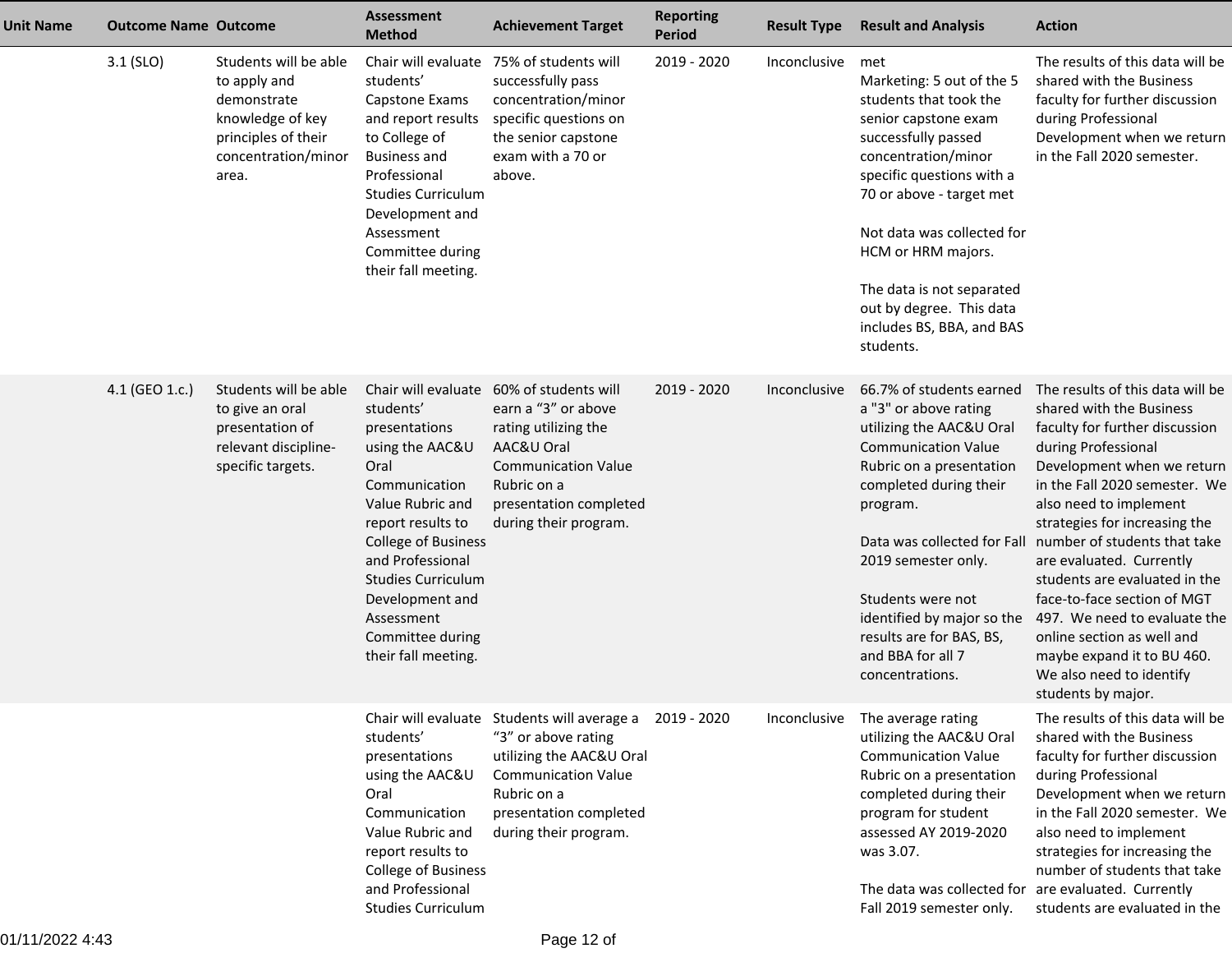| Unit Name | Outcome Name | Outcome | Assessment Method | Achievement Target | Reporting Period | Result Type | Result and Analysis | Action |
|---|---|---|---|---|---|---|---|---|
| | 3.1 (SLO) | Students will be able to apply and demonstrate knowledge of key principles of their concentration/minor area. | Chair will evaluate students' Capstone Exams and report results to College of Business and Professional Studies Curriculum Development and Assessment Committee during their fall meeting. | 75% of students will successfully pass concentration/minor specific questions on the senior capstone exam with a 70 or above. | 2019 - 2020 | Inconclusive | met<br>Marketing: 5 out of the 5 students that took the senior capstone exam successfully passed concentration/minor specific questions with a 70 or above - target met<br><br>Not data was collected for HCM or HRM majors.<br><br>The data is not separated out by degree. This data includes BS, BBA, and BAS students. | The results of this data will be shared with the Business faculty for further discussion during Professional Development when we return in the Fall 2020 semester. |
| | 4.1 (GEO 1.c.) | Students will be able to give an oral presentation of relevant discipline-specific targets. | Chair will evaluate students' presentations using the AAC&U Oral Communication Value Rubric and report results to College of Business and Professional Studies Curriculum Development and Assessment Committee during their fall meeting. | 60% of students will earn a "3" or above rating utilizing the AAC&U Oral Communication Value Rubric on a presentation completed during their program. | 2019 - 2020 | Inconclusive | 66.7% of students earned a "3" or above rating utilizing the AAC&U Oral Communication Value Rubric on a presentation completed during their program.<br><br>Data was collected for Fall 2019 semester only.<br><br>Students were not identified by major so the results are for BAS, BS, and BBA for all 7 concentrations. | The results of this data will be shared with the Business faculty for further discussion during Professional Development when we return in the Fall 2020 semester. We also need to implement strategies for increasing the number of students that take are evaluated. Currently students are evaluated in the face-to-face section of MGT 497. We need to evaluate the online section as well and maybe expand it to BU 460. We also need to identify students by major. |
| | | | Chair will evaluate students' presentations using the AAC&U Oral Communication Value Rubric and report results to College of Business and Professional Studies Curriculum | Students will average a "3" or above rating utilizing the AAC&U Oral Communication Value Rubric on a presentation completed during their program. | 2019 - 2020 | Inconclusive | The average rating utilizing the AAC&U Oral Communication Value Rubric on a presentation completed during their program for student assessed AY 2019-2020 was 3.07.<br><br>The data was collected for Fall 2019 semester only. | The results of this data will be shared with the Business faculty for further discussion during Professional Development when we return in the Fall 2020 semester. We also need to implement strategies for increasing the number of students that take are evaluated. Currently students are evaluated in the |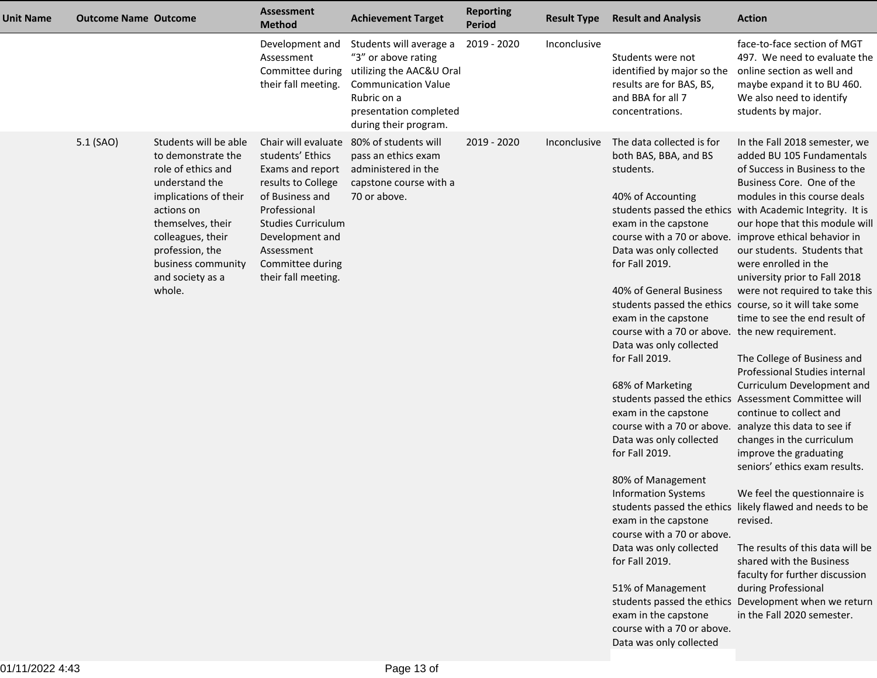| Unit Name | Outcome Name | Outcome | Assessment Method | Achievement Target | Reporting Period | Result Type | Result and Analysis | Action |
|---|---|---|---|---|---|---|---|---|
| | | | Development and Assessment Committee during their fall meeting. | Students will average a "3" or above rating utilizing the AAC&U Oral Communication Value Rubric on a presentation completed during their program. | 2019 - 2020 | Inconclusive | Students were not identified by major so the results are for BAS, BS, and BBA for all 7 concentrations. | face-to-face section of MGT 497. We need to evaluate the online section as well and maybe expand it to BU 460. We also need to identify students by major. |
| | 5.1 (SAO) | Students will be able to demonstrate the role of ethics and understand the implications of their actions on themselves, their colleagues, their profession, the business community and society as a whole. | Chair will evaluate students' Ethics Exams and report results to College of Business and Professional Studies Curriculum Development and Assessment Committee during their fall meeting. | 80% of students will pass an ethics exam administered in the capstone course with a 70 or above. | 2019 - 2020 | Inconclusive | The data collected is for both BAS, BBA, and BS students.<br><br>40% of Accounting students passed the ethics exam in the capstone course with a 70 or above. Data was only collected for Fall 2019.<br><br>40% of General Business students passed the ethics exam in the capstone course with a 70 or above. Data was only collected for Fall 2019.<br><br>68% of Marketing students passed the ethics exam in the capstone course with a 70 or above. Data was only collected for Fall 2019.<br><br>80% of Management Information Systems students passed the ethics exam in the capstone course with a 70 or above. Data was only collected for Fall 2019.<br><br>51% of Management students passed the ethics exam in the capstone course with a 70 or above. Data was only collected | In the Fall 2018 semester, we added BU 105 Fundamentals of Success in Business to the Business Core. One of the modules in this course deals with Academic Integrity. It is our hope that this module will improve ethical behavior in our students. Students that were enrolled in the university prior to Fall 2018 were not required to take this course, so it will take some time to see the end result of the new requirement.<br><br>The College of Business and Professional Studies internal Curriculum Development and Assessment Committee will continue to collect and analyze this data to see if changes in the curriculum improve the graduating seniors' ethics exam results.<br><br>We feel the questionnaire is likely flawed and needs to be revised.<br><br>The results of this data will be shared with the Business faculty for further discussion during Professional Development when we return in the Fall 2020 semester. |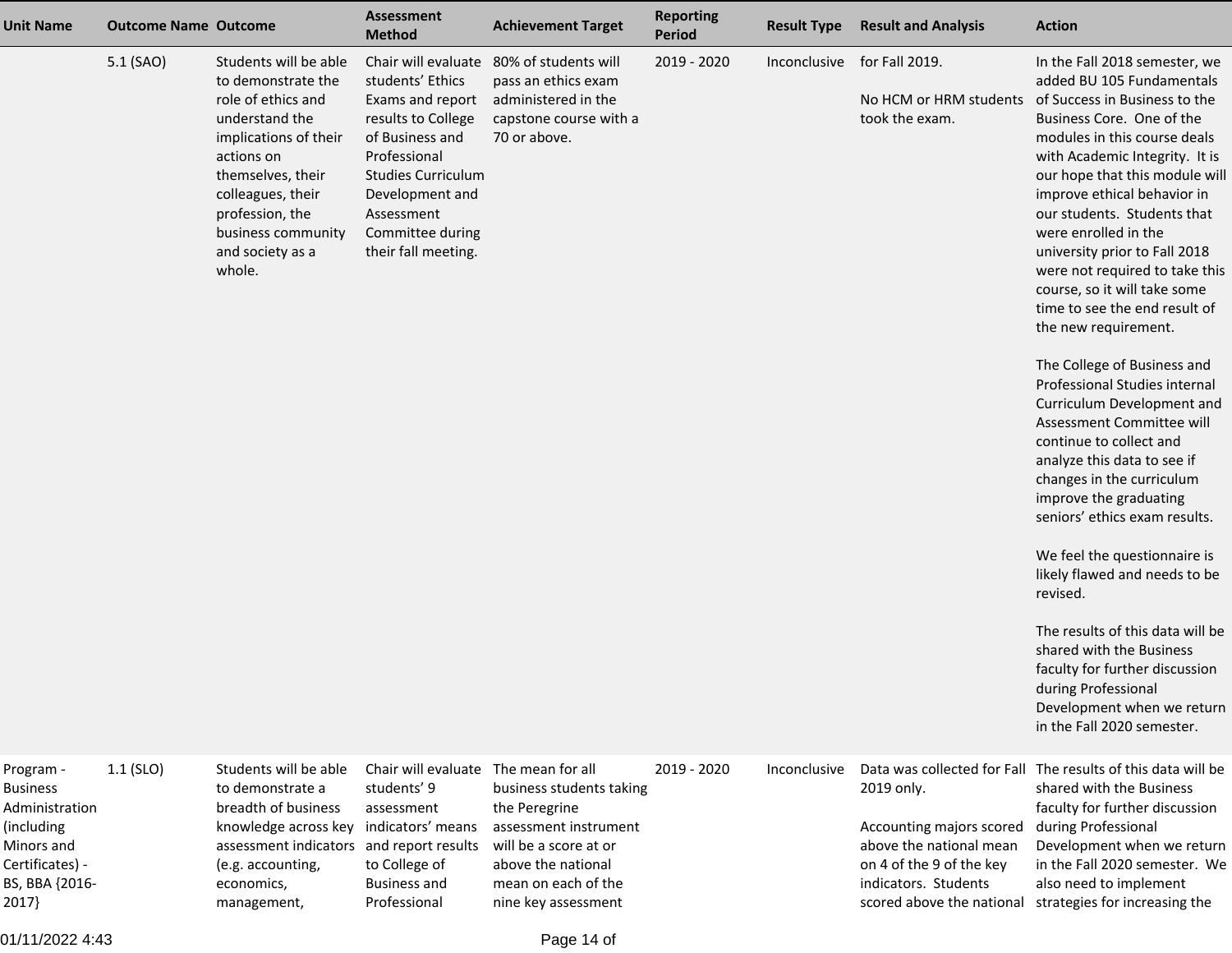| Unit Name | Outcome Name | Outcome | Assessment Method | Achievement Target | Reporting Period | Result Type | Result and Analysis | Action |
|---|---|---|---|---|---|---|---|---|
| | 5.1 (SAO) | Students will be able to demonstrate the role of ethics and understand the implications of their actions on themselves, their colleagues, their profession, the business community and society as a whole. | Chair will evaluate students' Ethics Exams and report results to College of Business and Professional Studies Curriculum Development and Assessment Committee during their fall meeting. | 80% of students will pass an ethics exam administered in the capstone course with a 70 or above. | 2019 - 2020 | Inconclusive | for Fall 2019.<br><br>No HCM or HRM students took the exam. | In the Fall 2018 semester, we added BU 105 Fundamentals of Success in Business to the Business Core. One of the modules in this course deals with Academic Integrity. It is our hope that this module will improve ethical behavior in our students. Students that were enrolled in the university prior to Fall 2018 were not required to take this course, so it will take some time to see the end result of the new requirement.<br><br>The College of Business and Professional Studies internal Curriculum Development and Assessment Committee will continue to collect and analyze this data to see if changes in the curriculum improve the graduating seniors' ethics exam results.<br><br>We feel the questionnaire is likely flawed and needs to be revised.<br><br>The results of this data will be shared with the Business faculty for further discussion during Professional Development when we return in the Fall 2020 semester. |
| Program - Business Administration (including Minors and Certificates) - BS, BBA {2016-2017} | 1.1 (SLO) | Students will be able to demonstrate a breadth of business knowledge across key assessment indicators (e.g. accounting, economics, management, | Chair will evaluate students' 9 assessment indicators' means and report results to College of Business and Professional | The mean for all business students taking the Peregrine assessment instrument will be a score at or above the national mean on each of the nine key assessment | 2019 - 2020 | Inconclusive | Data was collected for Fall 2019 only.<br><br>Accounting majors scored above the national mean on 4 of the 9 of the key indicators. Students scored above the national | The results of this data will be shared with the Business faculty for further discussion during Professional Development when we return in the Fall 2020 semester. We also need to implement strategies for increasing the |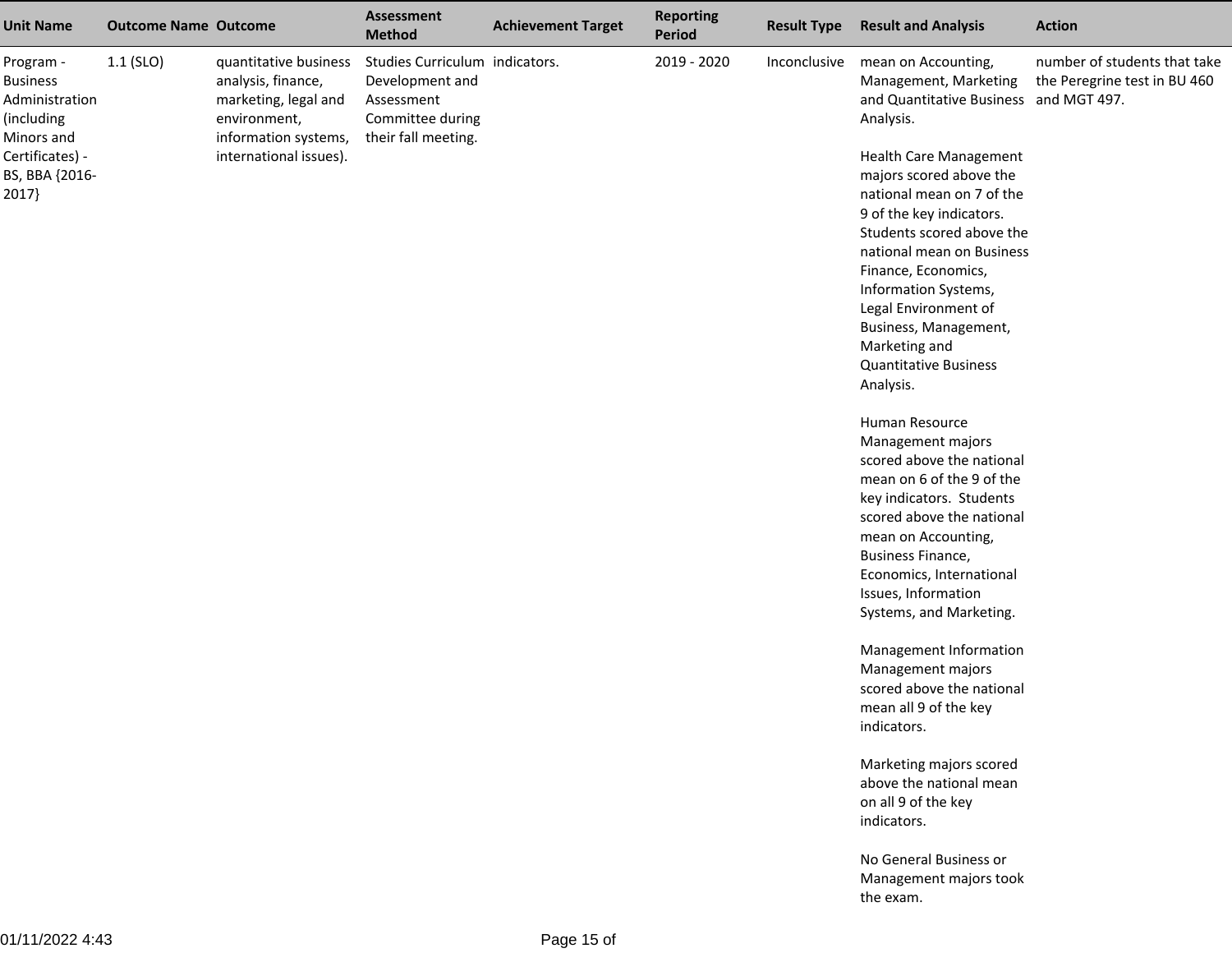| Unit Name | Outcome Name | Outcome | Assessment Method | Achievement Target | Reporting Period | Result Type | Result and Analysis | Action |
|---|---|---|---|---|---|---|---|---|
| Program - Business Administration (including Minors and Certificates) - BS, BBA {2016-2017} | 1.1 (SLO) | quantitative business analysis, finance, marketing, legal and environment, information systems, international issues). | Studies Curriculum Development and Assessment Committee during their fall meeting. | indicators. | 2019 - 2020 | Inconclusive | mean on Accounting, Management, Marketing and Quantitative Business Analysis.<br><br>Health Care Management majors scored above the national mean on 7 of the 9 of the key indicators. Students scored above the national mean on Business Finance, Economics, Information Systems, Legal Environment of Business, Management, Marketing and Quantitative Business Analysis.<br><br>Human Resource Management majors scored above the national mean on 6 of the 9 of the key indicators. Students scored above the national mean on Accounting, Business Finance, Economics, International Issues, Information Systems, and Marketing.<br><br>Management Information Management majors scored above the national mean all 9 of the key indicators.<br><br>Marketing majors scored above the national mean on all 9 of the key indicators.<br><br>No General Business or Management majors took the exam. | number of students that take the Peregrine test in BU 460 and MGT 497. |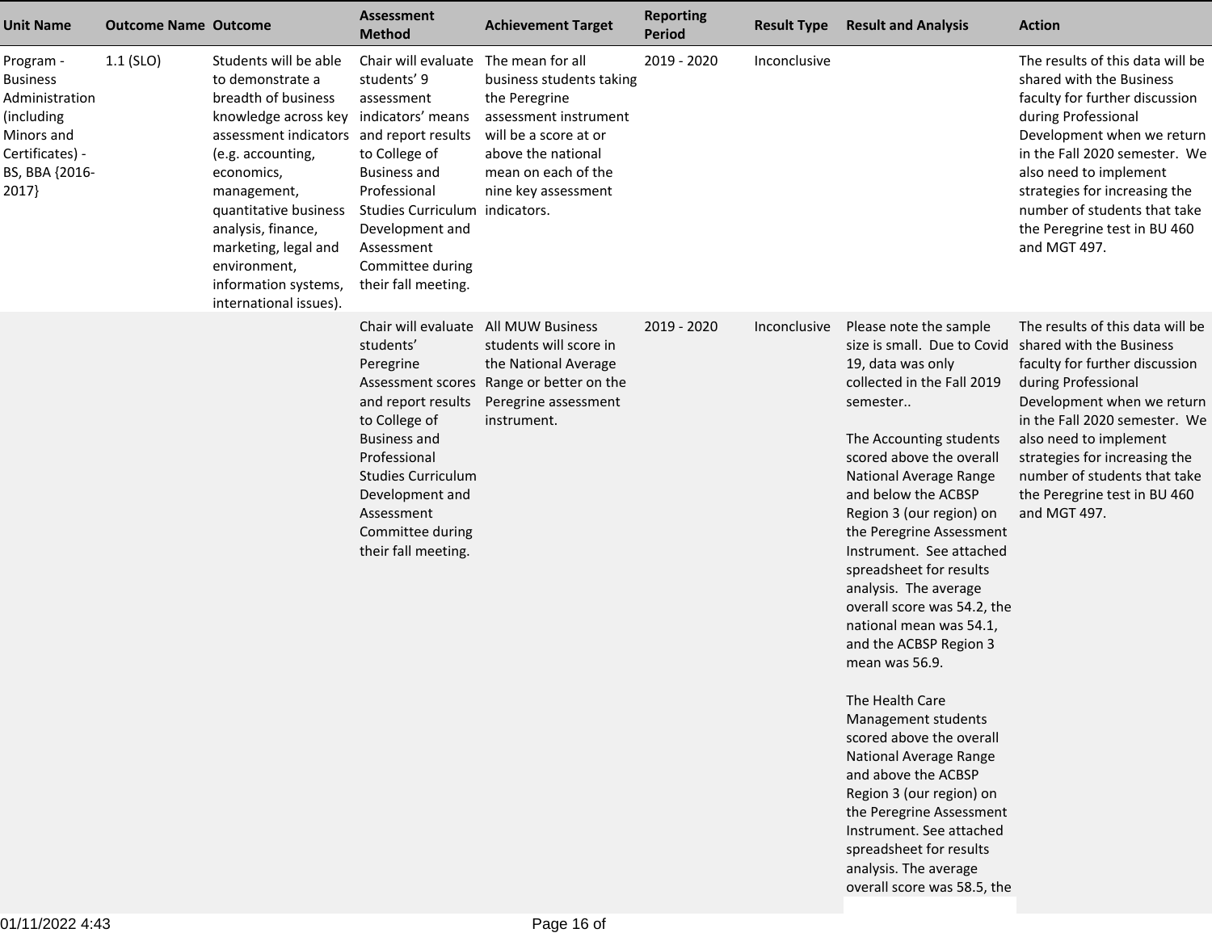| Unit Name | Outcome Name | Outcome | Assessment Method | Achievement Target | Reporting Period | Result Type | Result and Analysis | Action |
|---|---|---|---|---|---|---|---|---|
| Program - Business Administration (including Minors and Certificates) - BS, BBA {2016-2017} | 1.1 (SLO) | Students will be able to demonstrate a breadth of business knowledge across key assessment indicators (e.g. accounting, economics, management, quantitative business analysis, finance, marketing, legal and environment, information systems, international issues). | Chair will evaluate students' 9 assessment indicators' means and report results to College of Business and Professional Studies Curriculum Development and Assessment Committee during their fall meeting. | The mean for all business students taking the Peregrine assessment instrument will be a score at or above the national mean on each of the nine key assessment indicators. | 2019 - 2020 | Inconclusive | | The results of this data will be shared with the Business faculty for further discussion during Professional Development when we return in the Fall 2020 semester. We also need to implement strategies for increasing the number of students that take the Peregrine test in BU 460 and MGT 497. |
| | | | Chair will evaluate students' Peregrine Assessment scores and report results to College of Business and Professional Studies Curriculum Development and Assessment Committee during their fall meeting. | All MUW Business students will score in the National Average Range or better on the Peregrine assessment instrument. | 2019 - 2020 | Inconclusive | Please note the sample size is small. Due to Covid 19, data was only collected in the Fall 2019 semester..<br><br>The Accounting students scored above the overall National Average Range and below the ACBSP Region 3 (our region) on the Peregrine Assessment Instrument. See attached spreadsheet for results analysis. The average overall score was 54.2, the national mean was 54.1, and the ACBSP Region 3 mean was 56.9.<br><br>The Health Care Management students scored above the overall National Average Range and above the ACBSP Region 3 (our region) on the Peregrine Assessment Instrument. See attached spreadsheet for results analysis. The average overall score was 58.5, the | The results of this data will be shared with the Business faculty for further discussion during Professional Development when we return in the Fall 2020 semester. We also need to implement strategies for increasing the number of students that take the Peregrine test in BU 460 and MGT 497. |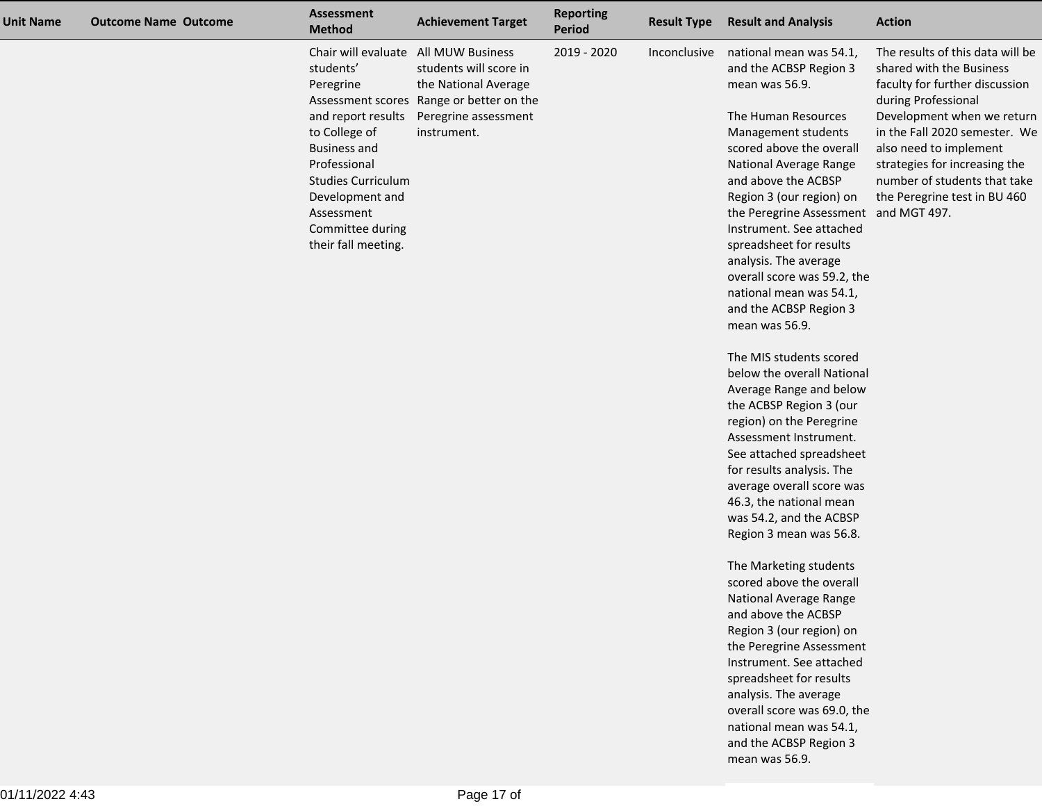| Unit Name | Outcome Name | Outcome | Assessment Method | Achievement Target | Reporting Period | Result Type | Result and Analysis | Action |
|---|---|---|---|---|---|---|---|---|
| | | | Chair will evaluate students' Peregrine Assessment scores and report results to College of Business and Professional Studies Curriculum Development and Assessment Committee during their fall meeting. | All MUW Business students will score in the National Average Range or better on the Peregrine assessment instrument. | 2019 - 2020 | Inconclusive | national mean was 54.1, and the ACBSP Region 3 mean was 56.9.<br><br>The Human Resources Management students scored above the overall National Average Range and above the ACBSP Region 3 (our region) on the Peregrine Assessment Instrument. See attached spreadsheet for results analysis. The average overall score was 59.2, the national mean was 54.1, and the ACBSP Region 3 mean was 56.9.<br><br>The MIS students scored below the overall National Average Range and below the ACBSP Region 3 (our region) on the Peregrine Assessment Instrument. See attached spreadsheet for results analysis. The average overall score was 46.3, the national mean was 54.2, and the ACBSP Region 3 mean was 56.8.<br><br>The Marketing students scored above the overall National Average Range and above the ACBSP Region 3 (our region) on the Peregrine Assessment Instrument. See attached spreadsheet for results analysis. The average overall score was 69.0, the national mean was 54.1, and the ACBSP Region 3 mean was 56.9. | The results of this data will be shared with the Business faculty for further discussion during Professional Development when we return in the Fall 2020 semester. We also need to implement strategies for increasing the number of students that take the Peregrine test in BU 460 and MGT 497. |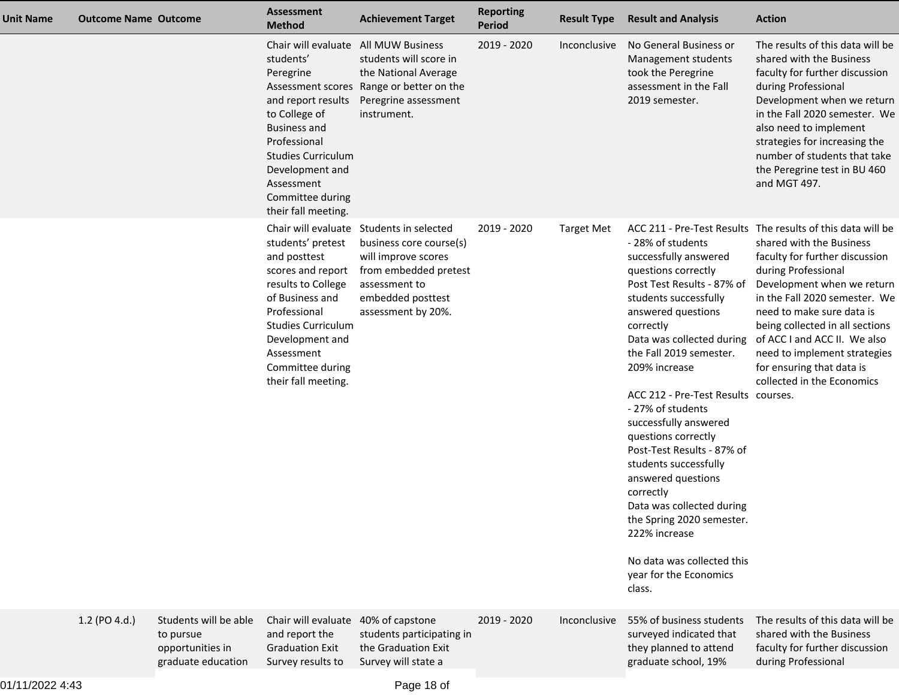| Unit Name | Outcome Name | Outcome | Assessment Method | Achievement Target | Reporting Period | Result Type | Result and Analysis | Action |
|---|---|---|---|---|---|---|---|---|
| | | | Chair will evaluate students' Peregrine Assessment scores and report results to College of Business and Professional Studies Curriculum Development and Assessment Committee during their fall meeting. | All MUW Business students will score in the National Average Range or better on the Peregrine assessment instrument. | 2019 - 2020 | Inconclusive | No General Business or Management students took the Peregrine assessment in the Fall 2019 semester. | The results of this data will be shared with the Business faculty for further discussion during Professional Development when we return in the Fall 2020 semester. We also need to implement strategies for increasing the number of students that take the Peregrine test in BU 460 and MGT 497. |
| | | | Chair will evaluate students' pretest and posttest scores and report results to College of Business and Professional Studies Curriculum Development and Assessment Committee during their fall meeting. | Students in selected business core course(s) will improve scores from embedded pretest assessment to embedded posttest assessment by 20%. | 2019 - 2020 | Target Met | ACC 211 - Pre-Test Results - 28% of students successfully answered questions correctly<br>Post Test Results - 87% of students successfully answered questions correctly<br>Data was collected during the Fall 2019 semester.<br>209% increase<br><br>ACC 212 - Pre-Test Results - 27% of students successfully answered questions correctly<br>Post-Test Results - 87% of students successfully answered questions correctly<br>Data was collected during the Spring 2020 semester.<br>222% increase<br><br>No data was collected this year for the Economics class. | The results of this data will be shared with the Business faculty for further discussion during Professional Development when we return in the Fall 2020 semester. We need to make sure data is being collected in all sections of ACC I and ACC II. We also need to implement strategies for ensuring that data is collected in the Economics courses. |
| | 1.2 (PO 4.d.) | Students will be able to pursue opportunities in graduate education | Chair will evaluate and report the Graduation Exit Survey results to | 40% of capstone students participating in the Graduation Exit Survey will state a | 2019 - 2020 | Inconclusive | 55% of business students surveyed indicated that they planned to attend graduate school, 19% | The results of this data will be shared with the Business faculty for further discussion during Professional |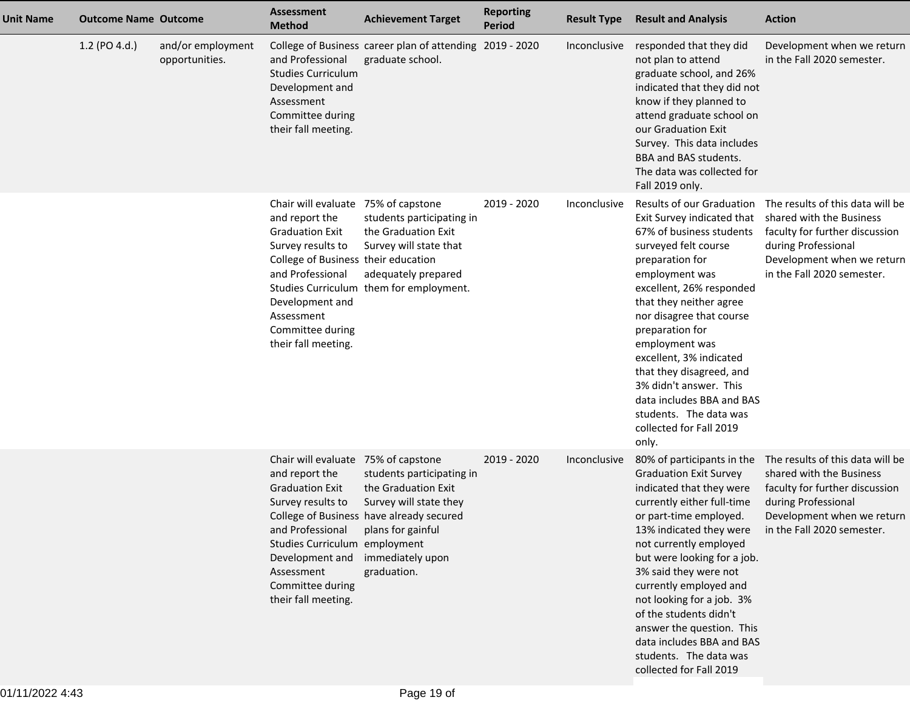| Unit Name | Outcome Name | Outcome | Assessment Method | Achievement Target | Reporting Period | Result Type | Result and Analysis | Action |
|---|---|---|---|---|---|---|---|---|
| | 1.2 (PO 4.d.) | and/or employment opportunities. | College of Business and Professional Studies Curriculum Development and Assessment Committee during their fall meeting. | career plan of attending graduate school. | 2019 - 2020 | Inconclusive | responded that they did not plan to attend graduate school, and 26% indicated that they did not know if they planned to attend graduate school on our Graduation Exit Survey. This data includes BBA and BAS students. The data was collected for Fall 2019 only. | Development when we return in the Fall 2020 semester. |
| | | | Chair will evaluate and report the Graduation Exit Survey results to College of Business and Professional Studies Curriculum Development and Assessment Committee during their fall meeting. | 75% of capstone students participating in the Graduation Exit Survey will state that their education adequately prepared them for employment. | 2019 - 2020 | Inconclusive | Results of our Graduation Exit Survey indicated that 67% of business students surveyed felt course preparation for employment was excellent, 26% responded that they neither agree nor disagree that course preparation for employment was excellent, 3% indicated that they disagreed, and 3% didn't answer. This data includes BBA and BAS students. The data was collected for Fall 2019 only. | The results of this data will be shared with the Business faculty for further discussion during Professional Development when we return in the Fall 2020 semester. |
| | | | Chair will evaluate and report the Graduation Exit Survey results to College of Business and Professional Studies Curriculum Development and Assessment Committee during their fall meeting. | 75% of capstone students participating in the Graduation Exit Survey will state they have already secured plans for gainful employment immediately upon graduation. | 2019 - 2020 | Inconclusive | 80% of participants in the Graduation Exit Survey indicated that they were currently either full-time or part-time employed. 13% indicated they were not currently employed but were looking for a job. 3% said they were not currently employed and not looking for a job. 3% of the students didn't answer the question. This data includes BBA and BAS students. The data was collected for Fall 2019 | The results of this data will be shared with the Business faculty for further discussion during Professional Development when we return in the Fall 2020 semester. |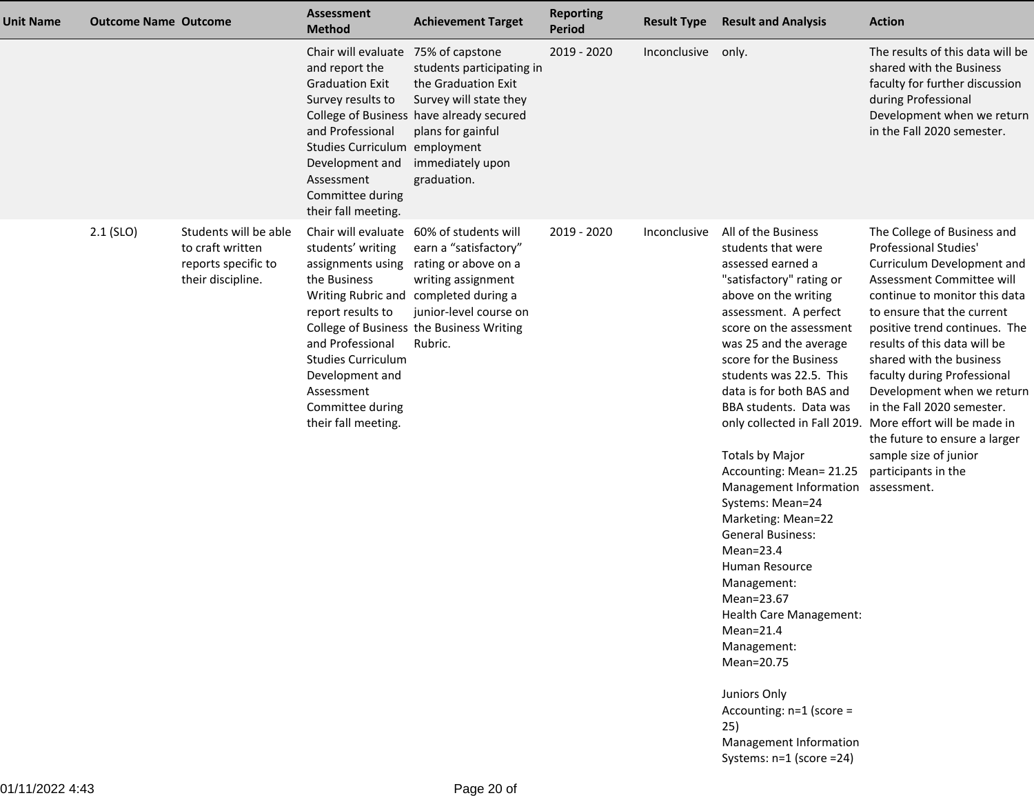| Unit Name | Outcome Name | Outcome | Assessment Method | Achievement Target | Reporting Period | Result Type | Result and Analysis | Action |
|---|---|---|---|---|---|---|---|---|
| | | | Chair will evaluate and report the Graduation Exit Survey results to College of Business and Professional Studies Curriculum Development and Assessment Committee during their fall meeting. | 75% of capstone students participating in the Graduation Exit Survey will state they have already secured plans for gainful employment immediately upon graduation. | 2019 - 2020 | Inconclusive | only. | The results of this data will be shared with the Business faculty for further discussion during Professional Development when we return in the Fall 2020 semester. |
| | 2.1 (SLO) | Students will be able to craft written reports specific to their discipline. | Chair will evaluate students' writing assignments using the Business Writing Rubric and report results to College of Business and Professional Studies Curriculum Development and Assessment Committee during their fall meeting. | 60% of students will earn a "satisfactory" rating or above on a writing assignment completed during a junior-level course on the Business Writing Rubric. | 2019 - 2020 | Inconclusive | All of the Business students that were assessed earned a "satisfactory" rating or above on the writing assessment. A perfect score on the assessment was 25 and the average score for the Business students was 22.5. This data is for both BAS and BBA students. Data was only collected in Fall 2019.<br><br>Totals by Major<br>Accounting: Mean= 21.25<br>Management Information Systems: Mean=24<br>Marketing: Mean=22<br>General Business: Mean=23.4<br>Human Resource Management: Mean=23.67<br>Health Care Management: Mean=21.4<br>Management: Mean=20.75<br><br>Juniors Only<br>Accounting: n=1 (score = 25)<br>Management Information Systems: n=1 (score =24) | The College of Business and Professional Studies' Curriculum Development and Assessment Committee will continue to monitor this data to ensure that the current positive trend continues. The results of this data will be shared with the business faculty during Professional Development when we return in the Fall 2020 semester. More effort will be made in the future to ensure a larger sample size of junior participants in the assessment. |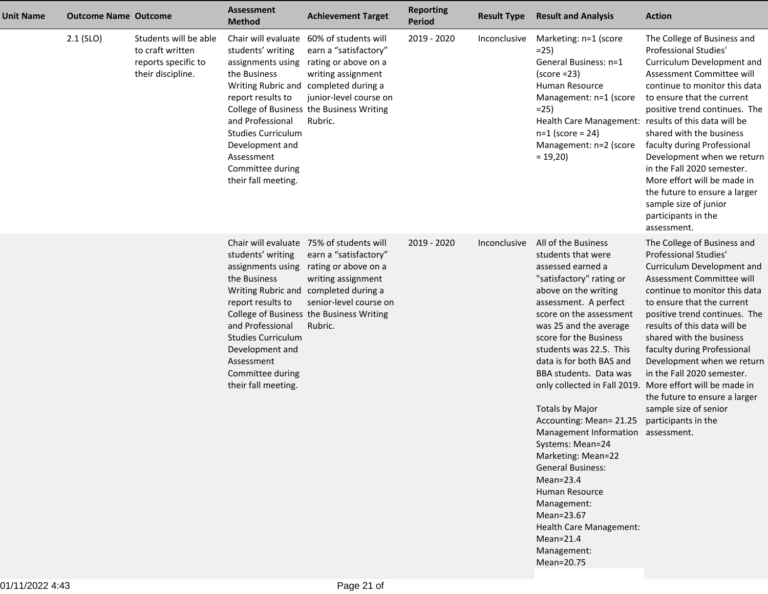| Unit Name | Outcome Name | Outcome | Assessment Method | Achievement Target | Reporting Period | Result Type | Result and Analysis | Action |
|---|---|---|---|---|---|---|---|---|
| | 2.1 (SLO) | Students will be able to craft written reports specific to their discipline. | Chair will evaluate students' writing assignments using the Business Writing Rubric and report results to College of Business and Professional Studies Curriculum Development and Assessment Committee during their fall meeting. | 60% of students will earn a "satisfactory" rating or above on a writing assignment completed during a junior-level course on the Business Writing Rubric. | 2019 - 2020 | Inconclusive | Marketing: n=1 (score =25)<br>General Business: n=1 (score =23)<br>Human Resource Management: n=1 (score =25)<br>Health Care Management: n=1 (score = 24)<br>Management: n=2 (score = 19,20) | The College of Business and Professional Studies' Curriculum Development and Assessment Committee will continue to monitor this data to ensure that the current positive trend continues. The results of this data will be shared with the business faculty during Professional Development when we return in the Fall 2020 semester. More effort will be made in the future to ensure a larger sample size of junior participants in the assessment. |
| | | | Chair will evaluate students' writing assignments using the Business Writing Rubric and report results to College of Business and Professional Studies Curriculum Development and Assessment Committee during their fall meeting. | 75% of students will earn a "satisfactory" rating or above on a writing assignment completed during a senior-level course on the Business Writing Rubric. | 2019 - 2020 | Inconclusive | All of the Business students that were assessed earned a "satisfactory" rating or above on the writing assessment. A perfect score on the assessment was 25 and the average score for the Business students was 22.5. This data is for both BAS and BBA students. Data was only collected in Fall 2019.<br><br>Totals by Major<br>Accounting: Mean= 21.25<br>Management Information Systems: Mean=24<br>Marketing: Mean=22<br>General Business: Mean=23.4<br>Human Resource Management: Mean=23.67<br>Health Care Management: Mean=21.4<br>Management: Mean=20.75 | The College of Business and Professional Studies' Curriculum Development and Assessment Committee will continue to monitor this data to ensure that the current positive trend continues. The results of this data will be shared with the business faculty during Professional Development when we return in the Fall 2020 semester. More effort will be made in the future to ensure a larger sample size of senior participants in the assessment. |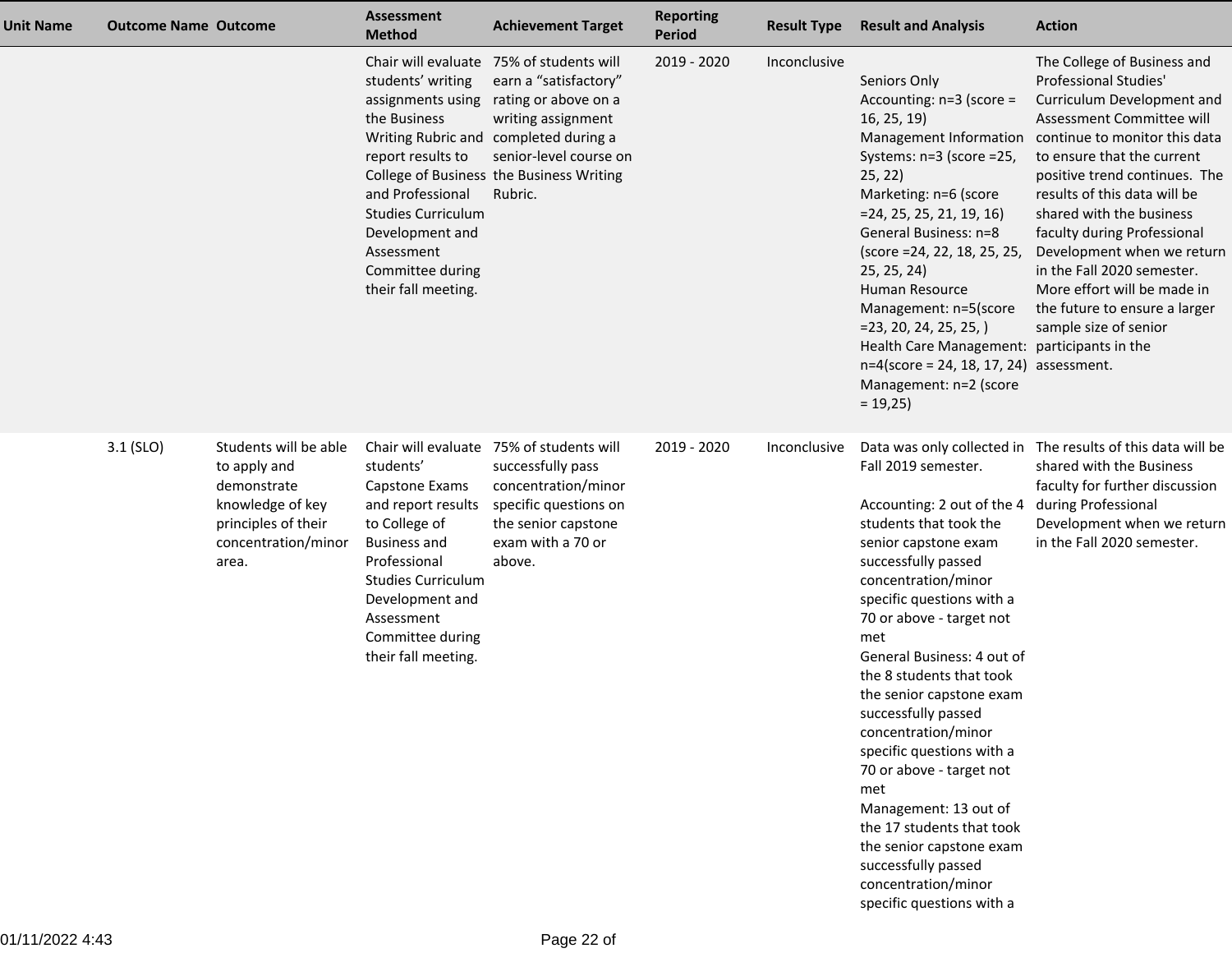| Unit Name | Outcome Name | Outcome | Assessment Method | Achievement Target | Reporting Period | Result Type | Result and Analysis | Action |
|---|---|---|---|---|---|---|---|---|
| | | | Chair will evaluate students' writing assignments using the Business Writing Rubric and report results to College of Business and Professional Studies Curriculum Development and Assessment Committee during their fall meeting. | 75% of students will earn a "satisfactory" rating or above on a writing assignment completed during a senior-level course on the Business Writing Rubric. | 2019 - 2020 | Inconclusive | Seniors Only<br>Accounting: n=3 (score = 16, 25, 19)<br>Management Information Systems: n=3 (score =25, 25, 22)<br>Marketing: n=6 (score =24, 25, 25, 21, 19, 16)<br>General Business: n=8 (score =24, 22, 18, 25, 25, 25, 25, 24)<br>Human Resource Management: n=5(score =23, 20, 24, 25, 25, )<br>Health Care Management: n=4(score = 24, 18, 17, 24)<br>Management: n=2 (score = 19,25) | The College of Business and Professional Studies' Curriculum Development and Assessment Committee will continue to monitor this data to ensure that the current positive trend continues. The results of this data will be shared with the business faculty during Professional Development when we return in the Fall 2020 semester. More effort will be made in the future to ensure a larger sample size of senior participants in the assessment. |
| | 3.1 (SLO) | Students will be able to apply and demonstrate knowledge of key principles of their concentration/minor area. | Chair will evaluate students' Capstone Exams and report results to College of Business and Professional Studies Curriculum Development and Assessment Committee during their fall meeting. | 75% of students will successfully pass concentration/minor specific questions on the senior capstone exam with a 70 or above. | 2019 - 2020 | Inconclusive | Data was only collected in Fall 2019 semester.<br><br>Accounting: 2 out of the 4 students that took the senior capstone exam successfully passed concentration/minor specific questions with a 70 or above - target not met<br>General Business: 4 out of the 8 students that took the senior capstone exam successfully passed concentration/minor specific questions with a 70 or above - target not met<br>Management: 13 out of the 17 students that took the senior capstone exam successfully passed concentration/minor specific questions with a | The results of this data will be shared with the Business faculty for further discussion during Professional Development when we return in the Fall 2020 semester. |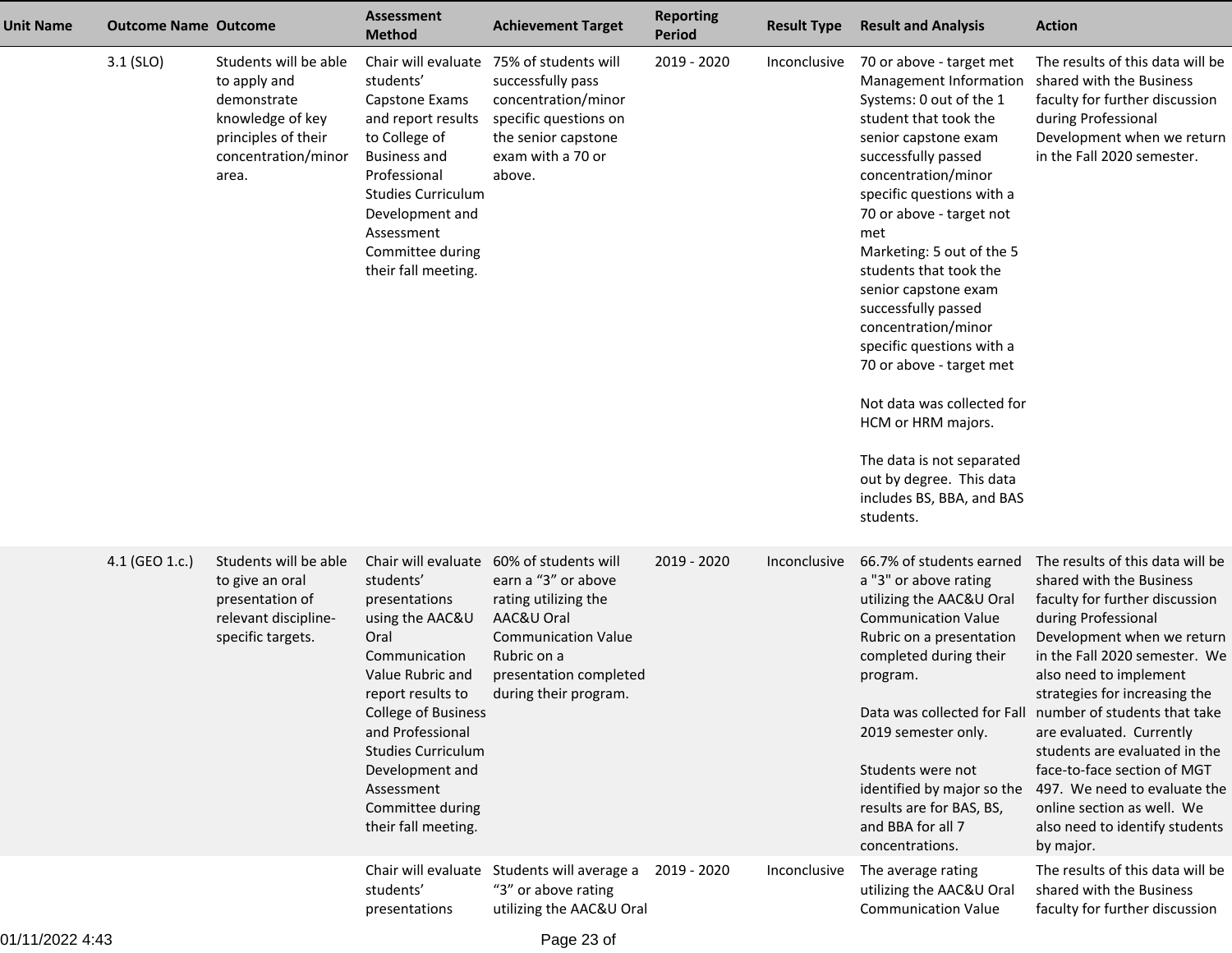| Unit Name | Outcome Name | Outcome | Assessment Method | Achievement Target | Reporting Period | Result Type | Result and Analysis | Action |
|---|---|---|---|---|---|---|---|---|
| | 3.1 (SLO) | Students will be able to apply and demonstrate knowledge of key principles of their concentration/minor area. | Chair will evaluate students' Capstone Exams and report results to College of Business and Professional Studies Curriculum Development and Assessment Committee during their fall meeting. | 75% of students will successfully pass concentration/minor specific questions on the senior capstone exam with a 70 or above. | 2019 - 2020 | Inconclusive | 70 or above - target met<br>Management Information Systems: 0 out of the 1 student that took the senior capstone exam successfully passed concentration/minor specific questions with a 70 or above - target not met<br>Marketing: 5 out of the 5 students that took the senior capstone exam successfully passed concentration/minor specific questions with a 70 or above - target met<br><br>Not data was collected for HCM or HRM majors.<br><br>The data is not separated out by degree. This data includes BS, BBA, and BAS students. | The results of this data will be shared with the Business faculty for further discussion during Professional Development when we return in the Fall 2020 semester. |
| | 4.1 (GEO 1.c.) | Students will be able to give an oral presentation of relevant discipline-specific targets. | Chair will evaluate students' presentations using the AAC&U Oral Communication Value Rubric and report results to College of Business and Professional Studies Curriculum Development and Assessment Committee during their fall meeting. | 60% of students will earn a "3" or above rating utilizing the AAC&U Oral Communication Value Rubric on a presentation completed during their program. | 2019 - 2020 | Inconclusive | 66.7% of students earned a "3" or above rating utilizing the AAC&U Oral Communication Value Rubric on a presentation completed during their program.<br><br>Data was collected for Fall 2019 semester only.<br><br>Students were not identified by major so the results are for BAS, BS, and BBA for all 7 concentrations. | The results of this data will be shared with the Business faculty for further discussion during Professional Development when we return in the Fall 2020 semester. We also need to implement strategies for increasing the number of students that take are evaluated. Currently students are evaluated in the face-to-face section of MGT 497. We need to evaluate the online section as well. We also need to identify students by major. |
| | | | Chair will evaluate students' presentations | Students will average a "3" or above rating utilizing the AAC&U Oral | 2019 - 2020 | Inconclusive | The average rating utilizing the AAC&U Oral Communication Value | The results of this data will be shared with the Business faculty for further discussion |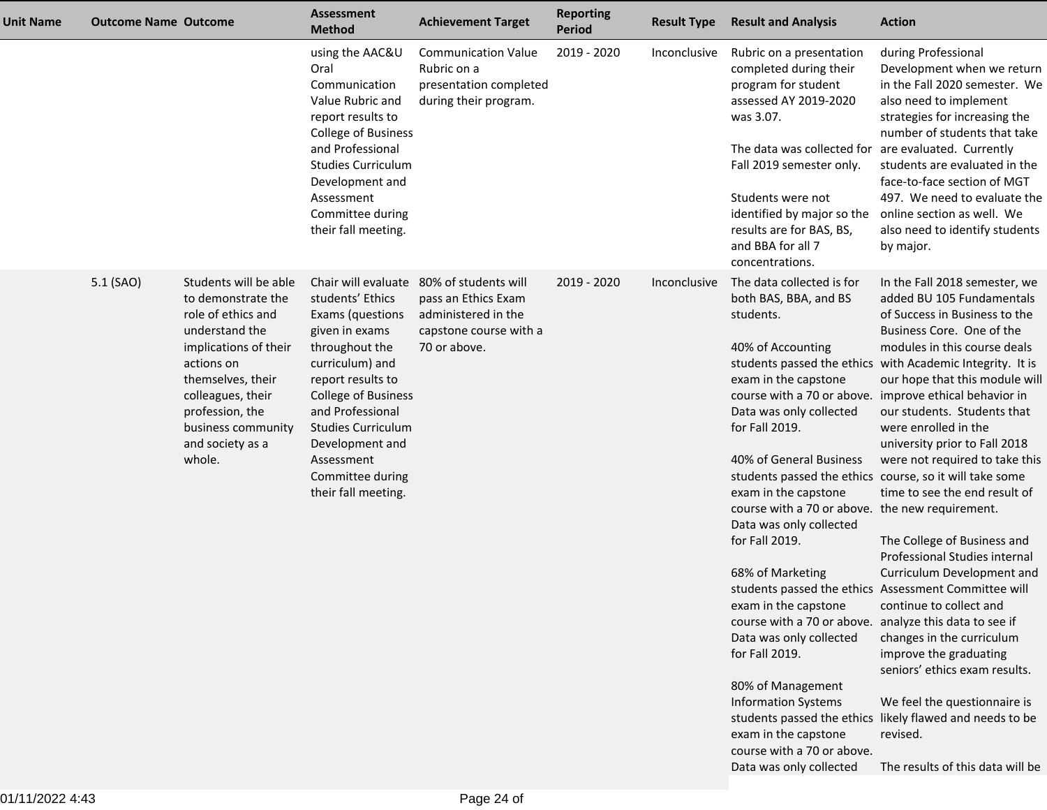| Unit Name | Outcome Name | Outcome | Assessment Method | Achievement Target | Reporting Period | Result Type | Result and Analysis | Action |
|---|---|---|---|---|---|---|---|---|
| | | | using the AAC&U Oral Communication Value Rubric and report results to College of Business and Professional Studies Curriculum Development and Assessment Committee during their fall meeting. | Communication Value Rubric on a presentation completed during their program. | 2019 - 2020 | Inconclusive | Rubric on a presentation completed during their program for student assessed AY 2019-2020 was 3.07.<br><br>The data was collected for Fall 2019 semester only.<br><br>Students were not identified by major so the results are for BAS, BS, and BBA for all 7 concentrations. | during Professional Development when we return in the Fall 2020 semester. We also need to implement strategies for increasing the number of students that take are evaluated. Currently students are evaluated in the face-to-face section of MGT 497. We need to evaluate the online section as well. We also need to identify students by major. |
| | 5.1 (SAO) | Students will be able to demonstrate the role of ethics and understand the implications of their actions on themselves, their colleagues, their profession, the business community and society as a whole. | Chair will evaluate students' Ethics Exams (questions given in exams throughout the curriculum) and report results to College of Business and Professional Studies Curriculum Development and Assessment Committee during their fall meeting. | 80% of students will pass an Ethics Exam administered in the capstone course with a 70 or above. | 2019 - 2020 | Inconclusive | The data collected is for both BAS, BBA, and BS students.<br><br>40% of Accounting students passed the ethics exam in the capstone course with a 70 or above. Data was only collected for Fall 2019.<br><br>40% of General Business students passed the ethics exam in the capstone course with a 70 or above. Data was only collected for Fall 2019.<br><br>68% of Marketing students passed the ethics exam in the capstone course with a 70 or above. Data was only collected for Fall 2019.<br><br>80% of Management Information Systems students passed the ethics exam in the capstone course with a 70 or above. Data was only collected | In the Fall 2018 semester, we added BU 105 Fundamentals of Success in Business to the Business Core. One of the modules in this course deals with Academic Integrity. It is our hope that this module will improve ethical behavior in our students. Students that were enrolled in the university prior to Fall 2018 were not required to take this course, so it will take some time to see the end result of the new requirement.<br><br>The College of Business and Professional Studies internal Curriculum Development and Assessment Committee will continue to collect and analyze this data to see if changes in the curriculum improve the graduating seniors' ethics exam results.<br><br>We feel the questionnaire is likely flawed and needs to be revised.<br><br>The results of this data will be |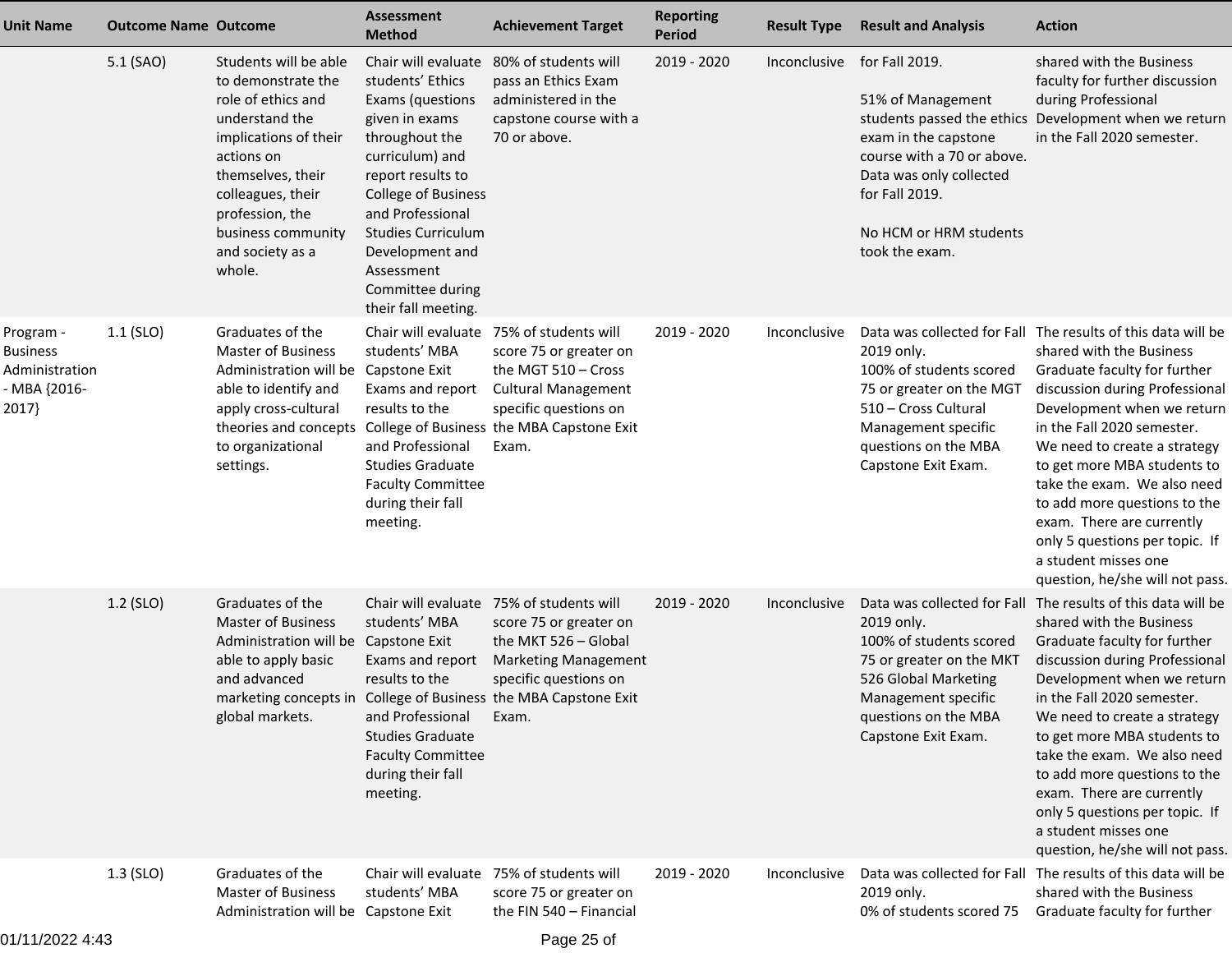| Unit Name | Outcome Name | Outcome | Assessment Method | Achievement Target | Reporting Period | Result Type | Result and Analysis | Action |
|---|---|---|---|---|---|---|---|---|
| | 5.1 (SAO) | Students will be able to demonstrate the role of ethics and understand the implications of their actions on themselves, their colleagues, their profession, the business community and society as a whole. | Chair will evaluate students' Ethics Exams (questions given in exams throughout the curriculum) and report results to College of Business and Professional Studies Curriculum Development and Assessment Committee during their fall meeting. | 80% of students will pass an Ethics Exam administered in the capstone course with a 70 or above. | 2019 - 2020 | Inconclusive | for Fall 2019.<br><br>51% of Management students passed the ethics exam in the capstone course with a 70 or above. Data was only collected for Fall 2019.<br><br>No HCM or HRM students took the exam. | shared with the Business faculty for further discussion during Professional Development when we return in the Fall 2020 semester. |
| Program - Business Administration - MBA {2016-2017} | 1.1 (SLO) | Graduates of the Master of Business Administration will be able to identify and apply cross-cultural theories and concepts to organizational settings. | Chair will evaluate students' MBA Capstone Exit Exams and report results to the College of Business and Professional Studies Graduate Faculty Committee during their fall meeting. | 75% of students will score 75 or greater on the MGT 510 – Cross Cultural Management specific questions on the MBA Capstone Exit Exam. | 2019 - 2020 | Inconclusive | Data was collected for Fall 2019 only.<br>100% of students scored 75 or greater on the MGT 510 – Cross Cultural Management specific questions on the MBA Capstone Exit Exam. | The results of this data will be shared with the Business Graduate faculty for further discussion during Professional Development when we return in the Fall 2020 semester.<br>We need to create a strategy to get more MBA students to take the exam. We also need to add more questions to the exam. There are currently only 5 questions per topic. If a student misses one question, he/she will not pass. |
| | 1.2 (SLO) | Graduates of the Master of Business Administration will be able to apply basic and advanced marketing concepts in global markets. | Chair will evaluate students' MBA Capstone Exit Exams and report results to the College of Business and Professional Studies Graduate Faculty Committee during their fall meeting. | 75% of students will score 75 or greater on the MKT 526 – Global Marketing Management specific questions on the MBA Capstone Exit Exam. | 2019 - 2020 | Inconclusive | Data was collected for Fall 2019 only.<br>100% of students scored 75 or greater on the MKT 526 Global Marketing Management specific questions on the MBA Capstone Exit Exam. | The results of this data will be shared with the Business Graduate faculty for further discussion during Professional Development when we return in the Fall 2020 semester.<br>We need to create a strategy to get more MBA students to take the exam. We also need to add more questions to the exam. There are currently only 5 questions per topic. If a student misses one question, he/she will not pass. |
| | 1.3 (SLO) | Graduates of the Master of Business Administration will be | Chair will evaluate students' MBA Capstone Exit | 75% of students will score 75 or greater on the FIN 540 – Financial | 2019 - 2020 | Inconclusive | Data was collected for Fall 2019 only.<br>0% of students scored 75 | The results of this data will be shared with the Business Graduate faculty for further |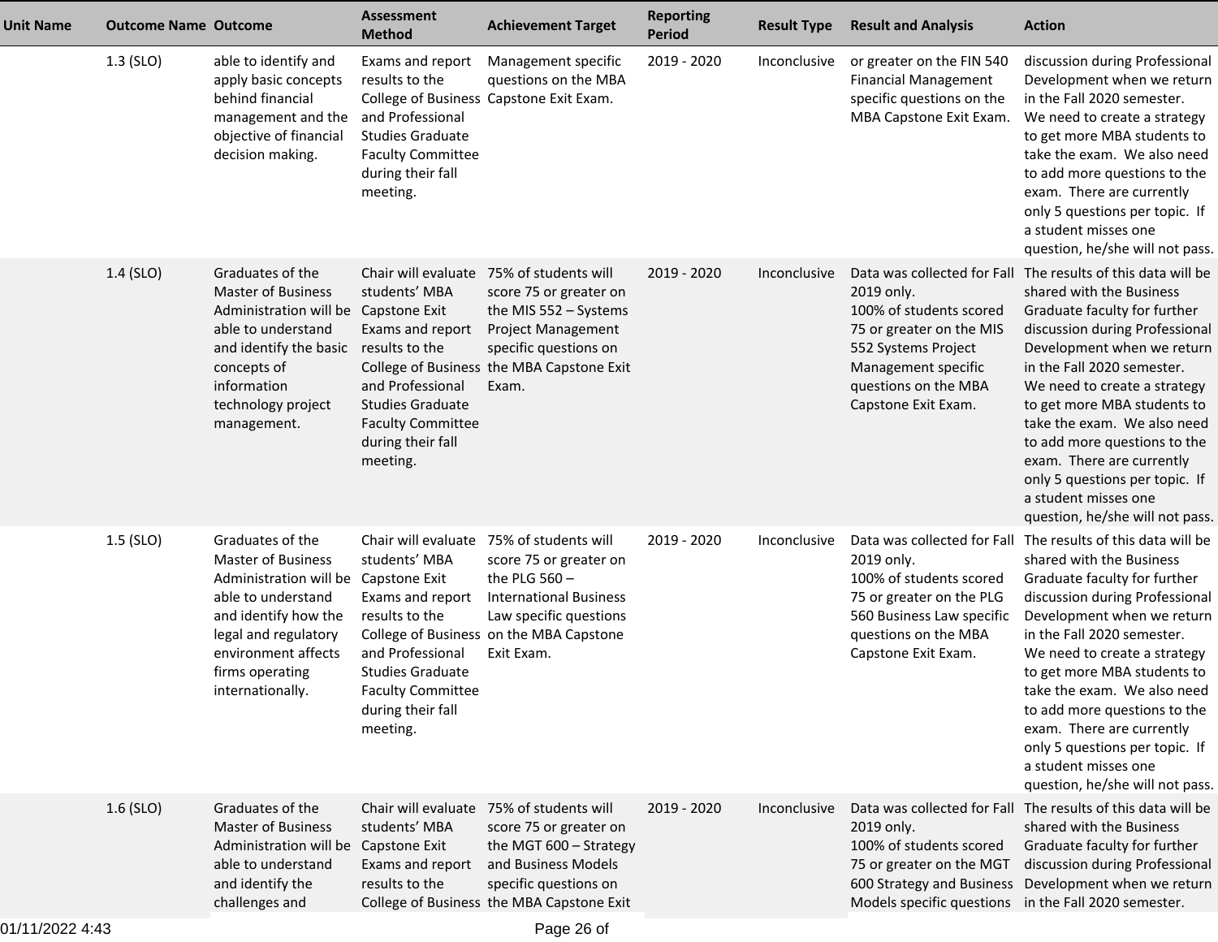| Unit Name | Outcome Name | Outcome | Assessment Method | Achievement Target | Reporting Period | Result Type | Result and Analysis | Action |
|---|---|---|---|---|---|---|---|---|
| | 1.3 (SLO) | able to identify and apply basic concepts behind financial management and the objective of financial decision making. | Exams and report results to the College of Business and Professional Studies Graduate Faculty Committee during their fall meeting. | Management specific questions on the MBA Capstone Exit Exam. | 2019 - 2020 | Inconclusive | or greater on the FIN 540 Financial Management specific questions on the MBA Capstone Exit Exam. | discussion during Professional Development when we return in the Fall 2020 semester. We need to create a strategy to get more MBA students to take the exam. We also need to add more questions to the exam. There are currently only 5 questions per topic. If a student misses one question, he/she will not pass. |
| | 1.4 (SLO) | Graduates of the Master of Business Administration will be able to understand and identify the basic concepts of information technology project management. | Chair will evaluate students' MBA Capstone Exit Exams and report results to the College of Business and Professional Studies Graduate Faculty Committee during their fall meeting. | 75% of students will score 75 or greater on the MIS 552 – Systems Project Management specific questions on the MBA Capstone Exit Exam. | 2019 - 2020 | Inconclusive | Data was collected for Fall 2019 only.<br>100% of students scored 75 or greater on the MIS 552 Systems Project Management specific questions on the MBA Capstone Exit Exam. | The results of this data will be shared with the Business Graduate faculty for further discussion during Professional Development when we return in the Fall 2020 semester. We need to create a strategy to get more MBA students to take the exam. We also need to add more questions to the exam. There are currently only 5 questions per topic. If a student misses one question, he/she will not pass. |
| | 1.5 (SLO) | Graduates of the Master of Business Administration will be able to understand and identify how the legal and regulatory environment affects firms operating internationally. | Chair will evaluate students' MBA Capstone Exit Exams and report results to the College of Business and Professional Studies Graduate Faculty Committee during their fall meeting. | 75% of students will score 75 or greater on the PLG 560 – International Business Law specific questions on the MBA Capstone Exit Exam. | 2019 - 2020 | Inconclusive | Data was collected for Fall 2019 only.<br>100% of students scored 75 or greater on the PLG 560 Business Law specific questions on the MBA Capstone Exit Exam. | The results of this data will be shared with the Business Graduate faculty for further discussion during Professional Development when we return in the Fall 2020 semester. We need to create a strategy to get more MBA students to take the exam. We also need to add more questions to the exam. There are currently only 5 questions per topic. If a student misses one question, he/she will not pass. |
| | 1.6 (SLO) | Graduates of the Master of Business Administration will be able to understand and identify the challenges and | Chair will evaluate students' MBA Capstone Exit Exams and report results to the College of Business | 75% of students will score 75 or greater on the MGT 600 – Strategy and Business Models specific questions on the MBA Capstone Exit | 2019 - 2020 | Inconclusive | Data was collected for Fall 2019 only.<br>100% of students scored 75 or greater on the MGT 600 Strategy and Business Models specific questions | The results of this data will be shared with the Business Graduate faculty for further discussion during Professional Development when we return in the Fall 2020 semester. |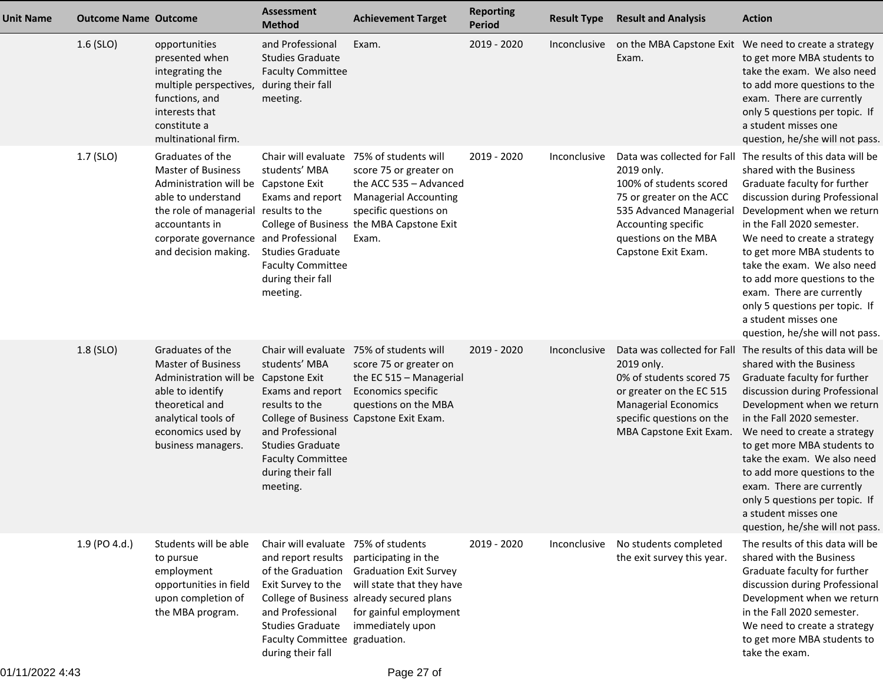| Unit Name | Outcome Name | Outcome | Assessment Method | Achievement Target | Reporting Period | Result Type | Result and Analysis | Action |
|---|---|---|---|---|---|---|---|---|
| | 1.6 (SLO) | opportunities presented when integrating the multiple perspectives, functions, and interests that constitute a multinational firm. | and Professional Studies Graduate Faculty Committee during their fall meeting. | Exam. | 2019 - 2020 | Inconclusive | on the MBA Capstone Exit Exam. | We need to create a strategy to get more MBA students to take the exam. We also need to add more questions to the exam. There are currently only 5 questions per topic. If a student misses one question, he/she will not pass. |
| | 1.7 (SLO) | Graduates of the Master of Business Administration will be able to understand the role of managerial accountants in corporate governance and decision making. | Chair will evaluate students' MBA Capstone Exit Exams and report results to the College of Business and Professional Studies Graduate Faculty Committee during their fall meeting. | 75% of students will score 75 or greater on the ACC 535 – Advanced Managerial Accounting specific questions on the MBA Capstone Exit Exam. | 2019 - 2020 | Inconclusive | Data was collected for Fall 2019 only. 100% of students scored 75 or greater on the ACC 535 Advanced Managerial Accounting specific questions on the MBA Capstone Exit Exam. | The results of this data will be shared with the Business Graduate faculty for further discussion during Professional Development when we return in the Fall 2020 semester. We need to create a strategy to get more MBA students to take the exam. We also need to add more questions to the exam. There are currently only 5 questions per topic. If a student misses one question, he/she will not pass. |
| | 1.8 (SLO) | Graduates of the Master of Business Administration will be able to identify theoretical and analytical tools of economics used by business managers. | Chair will evaluate students' MBA Capstone Exit Exams and report results to the College of Business and Professional Studies Graduate Faculty Committee during their fall meeting. | 75% of students will score 75 or greater on the EC 515 – Managerial Economics specific questions on the MBA Capstone Exit Exam. | 2019 - 2020 | Inconclusive | Data was collected for Fall 2019 only. 0% of students scored 75 or greater on the EC 515 Managerial Economics specific questions on the MBA Capstone Exit Exam. | The results of this data will be shared with the Business Graduate faculty for further discussion during Professional Development when we return in the Fall 2020 semester. We need to create a strategy to get more MBA students to take the exam. We also need to add more questions to the exam. There are currently only 5 questions per topic. If a student misses one question, he/she will not pass. |
| | 1.9 (PO 4.d.) | Students will be able to pursue employment opportunities in field upon completion of the MBA program. | Chair will evaluate and report results of the Graduation Exit Survey to the College of Business and Professional Studies Graduate Faculty Committee during their fall | 75% of students participating in the Graduation Exit Survey will state that they have already secured plans for gainful employment immediately upon graduation. | 2019 - 2020 | Inconclusive | No students completed the exit survey this year. | The results of this data will be shared with the Business Graduate faculty for further discussion during Professional Development when we return in the Fall 2020 semester. We need to create a strategy to get more MBA students to take the exam. |

01/11/2022 4:43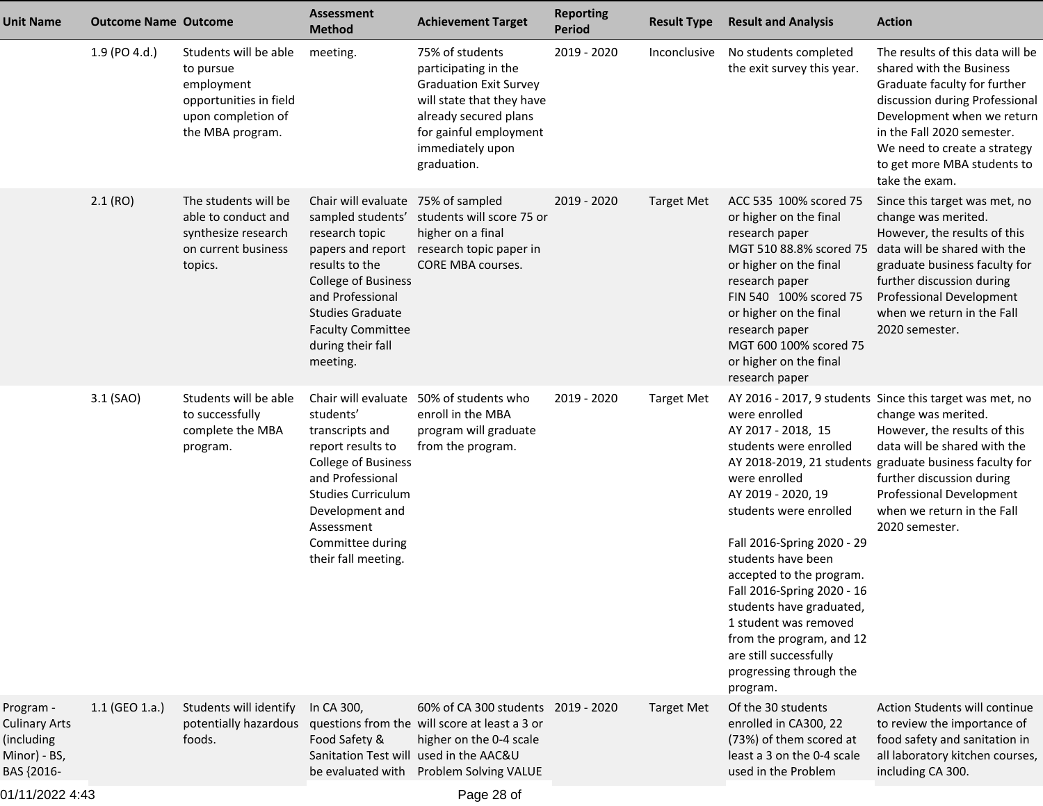| Unit Name | Outcome Name | Outcome | Assessment Method | Achievement Target | Reporting Period | Result Type | Result and Analysis | Action |
|---|---|---|---|---|---|---|---|---|
| | 1.9 (PO 4.d.) | Students will be able to pursue employment opportunities in field upon completion of the MBA program. | meeting. | 75% of students participating in the Graduation Exit Survey will state that they have already secured plans for gainful employment immediately upon graduation. | 2019 - 2020 | Inconclusive | No students completed the exit survey this year. | The results of this data will be shared with the Business Graduate faculty for further discussion during Professional Development when we return in the Fall 2020 semester. We need to create a strategy to get more MBA students to take the exam. |
| | 2.1 (RO) | The students will be able to conduct and synthesize research on current business topics. | Chair will evaluate sampled students' research topic papers and report results to the College of Business and Professional Studies Graduate Faculty Committee during their fall meeting. | 75% of sampled students will score 75 or higher on a final research topic paper in CORE MBA courses. | 2019 - 2020 | Target Met | ACC 535 100% scored 75 or higher on the final research paper<br>MGT 510 88.8% scored 75 or higher on the final research paper<br>FIN 540 100% scored 75 or higher on the final research paper<br>MGT 600 100% scored 75 or higher on the final research paper | Since this target was met, no change was merited. However, the results of this data will be shared with the graduate business faculty for further discussion during Professional Development when we return in the Fall 2020 semester. |
| | 3.1 (SAO) | Students will be able to successfully complete the MBA program. | Chair will evaluate students' transcripts and report results to College of Business and Professional Studies Curriculum Development and Assessment Committee during their fall meeting. | 50% of students who enroll in the MBA program will graduate from the program. | 2019 - 2020 | Target Met | AY 2016 - 2017, 9 students were enrolled<br>AY 2017 - 2018, 15 students were enrolled<br>AY 2018-2019, 21 students were enrolled<br>AY 2019 - 2020, 19 students were enrolled<br><br>Fall 2016-Spring 2020 - 29 students have been accepted to the program.<br>Fall 2016-Spring 2020 - 16 students have graduated, 1 student was removed from the program, and 12 are still successfully progressing through the program. | Since this target was met, no change was merited. However, the results of this data will be shared with the graduate business faculty for further discussion during Professional Development when we return in the Fall 2020 semester. |
| Program - Culinary Arts (including Minor) - BS, BAS {2016- | 1.1 (GEO 1.a.) | Students will identify potentially hazardous foods. | In CA 300, questions from the Food Safety & Sanitation Test will be evaluated with | 60% of CA 300 students will score at least a 3 or higher on the 0-4 scale used in the AAC&U Problem Solving VALUE | 2019 - 2020 | Target Met | Of the 30 students enrolled in CA300, 22 (73%) of them scored at least a 3 on the 0-4 scale used in the Problem | Action Students will continue to review the importance of food safety and sanitation in all laboratory kitchen courses, including CA 300. |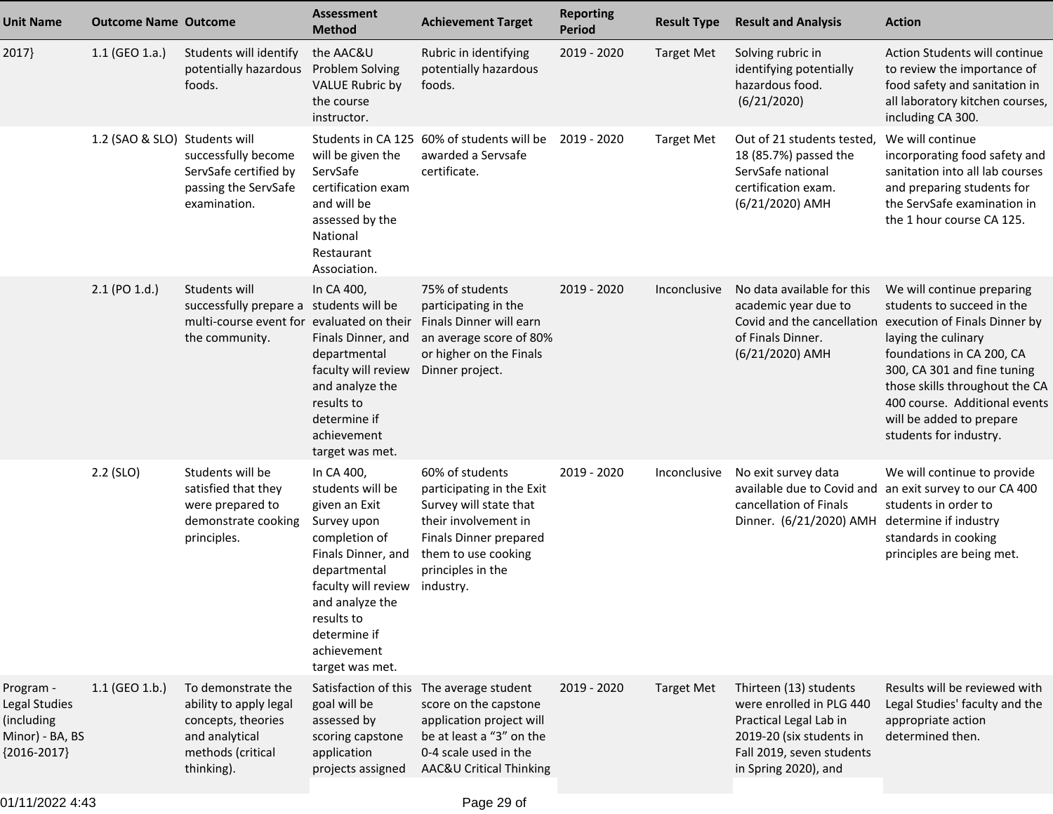| Unit Name | Outcome Name | Outcome | Assessment Method | Achievement Target | Reporting Period | Result Type | Result and Analysis | Action |
|---|---|---|---|---|---|---|---|---|
| 2017} | 1.1 (GEO 1.a.) | Students will identify potentially hazardous foods. | the AAC&U Problem Solving VALUE Rubric by the course instructor. | Rubric in identifying potentially hazardous foods. | 2019 - 2020 | Target Met | Solving rubric in identifying potentially hazardous food. (6/21/2020) | Action Students will continue to review the importance of food safety and sanitation in all laboratory kitchen courses, including CA 300. |
| | 1.2 (SAO & SLO) | Students will successfully become ServSafe certified by passing the ServSafe examination. | Students in CA 125 will be given the ServSafe certification exam and will be assessed by the National Restaurant Association. | 60% of students will be awarded a Servsafe certificate. | 2019 - 2020 | Target Met | Out of 21 students tested, 18 (85.7%) passed the ServSafe national certification exam. (6/21/2020) AMH | We will continue incorporating food safety and sanitation into all lab courses and preparing students for the ServSafe examination in the 1 hour course CA 125. |
| | 2.1 (PO 1.d.) | Students will successfully prepare a multi-course event for the community. | In CA 400, students will be evaluated on their Finals Dinner, and departmental faculty will review and analyze the results to determine if achievement target was met. | 75% of students participating in the Finals Dinner will earn an average score of 80% or higher on the Finals Dinner project. | 2019 - 2020 | Inconclusive | No data available for this academic year due to Covid and the cancellation of Finals Dinner. (6/21/2020) AMH | We will continue preparing students to succeed in the execution of Finals Dinner by laying the culinary foundations in CA 200, CA 300, CA 301 and fine tuning those skills throughout the CA 400 course. Additional events will be added to prepare students for industry. |
| | 2.2 (SLO) | Students will be satisfied that they were prepared to demonstrate cooking principles. | In CA 400, students will be given an Exit Survey upon completion of Finals Dinner, and departmental faculty will review and analyze the results to determine if achievement target was met. | 60% of students participating in the Exit Survey will state that their involvement in Finals Dinner prepared them to use cooking principles in the industry. | 2019 - 2020 | Inconclusive | No exit survey data available due to Covid and cancellation of Finals Dinner. (6/21/2020) AMH | We will continue to provide an exit survey to our CA 400 students in order to determine if industry standards in cooking principles are being met. |
| Program - Legal Studies (including Minor) - BA, BS {2016-2017} | 1.1 (GEO 1.b.) | To demonstrate the ability to apply legal concepts, theories and analytical methods (critical thinking). | Satisfaction of this goal will be assessed by scoring capstone application projects assigned | The average student score on the capstone application project will be at least a “3” on the 0-4 scale used in the AAC&U Critical Thinking | 2019 - 2020 | Target Met | Thirteen (13) students were enrolled in PLG 440 Practical Legal Lab in 2019-20 (six students in Fall 2019, seven students in Spring 2020), and | Results will be reviewed with Legal Studies' faculty and the appropriate action determined then. |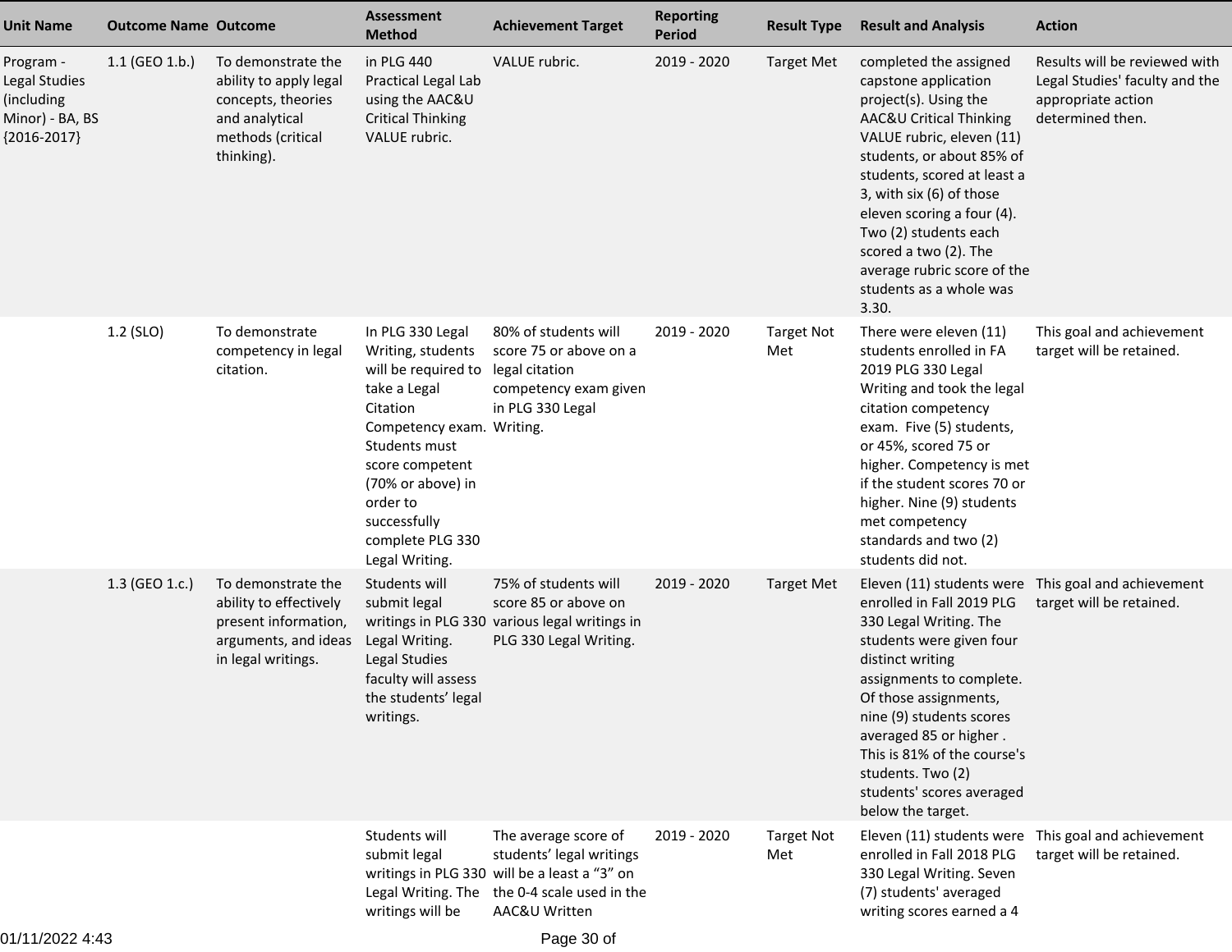| Unit Name | Outcome Name | Outcome | Assessment Method | Achievement Target | Reporting Period | Result Type | Result and Analysis | Action |
|---|---|---|---|---|---|---|---|---|
| Program - Legal Studies (including Minor) - BA, BS {2016-2017} | 1.1 (GEO 1.b.) | To demonstrate the ability to apply legal concepts, theories and analytical methods (critical thinking). | in PLG 440 Practical Legal Lab using the AAC&U Critical Thinking VALUE rubric. | VALUE rubric. | 2019 - 2020 | Target Met | completed the assigned capstone application project(s). Using the AAC&U Critical Thinking VALUE rubric, eleven (11) students, or about 85% of students, scored at least a 3, with six (6) of those eleven scoring a four (4). Two (2) students each scored a two (2). The average rubric score of the students as a whole was 3.30. | Results will be reviewed with Legal Studies' faculty and the appropriate action determined then. |
| | 1.2 (SLO) | To demonstrate competency in legal citation. | In PLG 330 Legal Writing, students will be required to take a Legal Citation Competency exam. Students must score competent (70% or above) in order to successfully complete PLG 330 Legal Writing. | 80% of students will score 75 or above on a legal citation competency exam given in PLG 330 Legal Writing. | 2019 - 2020 | Target Not Met | There were eleven (11) students enrolled in FA 2019 PLG 330 Legal Writing and took the legal citation competency exam. Five (5) students, or 45%, scored 75 or higher. Competency is met if the student scores 70 or higher. Nine (9) students met competency standards and two (2) students did not. | This goal and achievement target will be retained. |
| | 1.3 (GEO 1.c.) | To demonstrate the ability to effectively present information, arguments, and ideas in legal writings. | Students will submit legal writings in PLG 330 Legal Writing. Legal Studies faculty will assess the students' legal writings. | 75% of students will score 85 or above on various legal writings in PLG 330 Legal Writing. | 2019 - 2020 | Target Met | Eleven (11) students were enrolled in Fall 2019 PLG 330 Legal Writing. The students were given four distinct writing assignments to complete. Of those assignments, nine (9) students scores averaged 85 or higher . This is 81% of the course's students. Two (2) students' scores averaged below the target. | This goal and achievement target will be retained. |
| | | | Students will submit legal writings in PLG 330 Legal Writing. The writings will be | The average score of students' legal writings will be a least a "3" on the 0-4 scale used in the AAC&U Written | 2019 - 2020 | Target Not Met | Eleven (11) students were enrolled in Fall 2018 PLG 330 Legal Writing. Seven (7) students' averaged writing scores earned a 4 | This goal and achievement target will be retained. |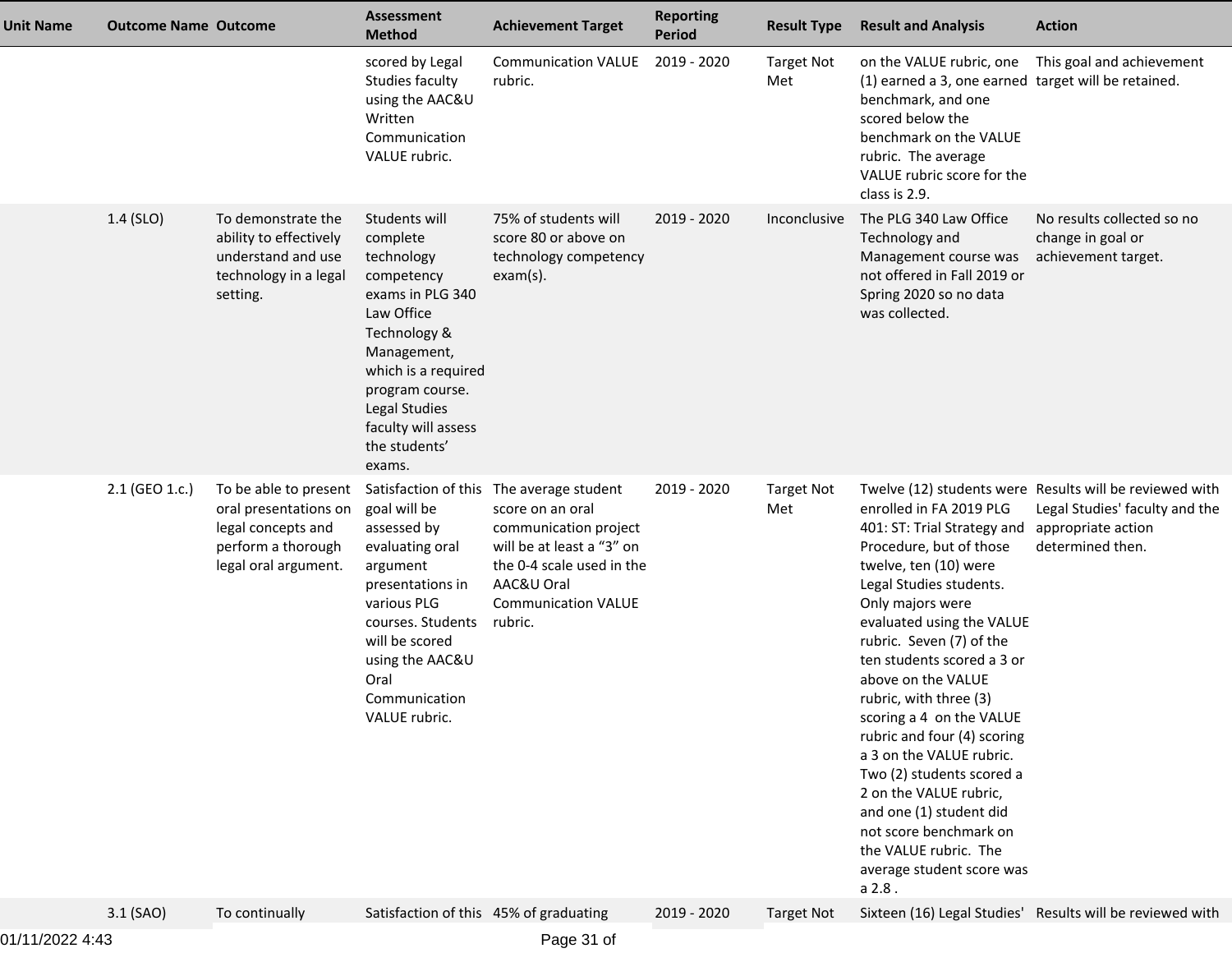| Unit Name | Outcome Name | Outcome | Assessment Method | Achievement Target | Reporting Period | Result Type | Result and Analysis | Action |
|---|---|---|---|---|---|---|---|---|
| | | | scored by Legal Studies faculty using the AAC&U Written Communication VALUE rubric. | Communication VALUE rubric. | 2019 - 2020 | Target Not Met | on the VALUE rubric, one (1) earned a 3, one earned benchmark, and one scored below the benchmark on the VALUE rubric. The average VALUE rubric score for the class is 2.9. | This goal and achievement target will be retained. |
| | 1.4 (SLO) | To demonstrate the ability to effectively understand and use technology in a legal setting. | Students will complete technology competency exams in PLG 340 Law Office Technology & Management, which is a required program course. Legal Studies faculty will assess the students' exams. | 75% of students will score 80 or above on technology competency exam(s). | 2019 - 2020 | Inconclusive | The PLG 340 Law Office Technology and Management course was not offered in Fall 2019 or Spring 2020 so no data was collected. | No results collected so no change in goal or achievement target. |
| | 2.1 (GEO 1.c.) | To be able to present oral presentations on legal concepts and perform a thorough legal oral argument. | Satisfaction of this goal will be assessed by evaluating oral argument presentations in various PLG courses. Students will be scored using the AAC&U Oral Communication VALUE rubric. | The average student score on an oral communication project will be at least a "3" on the 0-4 scale used in the AAC&U Oral Communication VALUE rubric. | 2019 - 2020 | Target Not Met | Twelve (12) students were enrolled in FA 2019 PLG 401: ST: Trial Strategy and Procedure, but of those twelve, ten (10) were Legal Studies students. Only majors were evaluated using the VALUE rubric. Seven (7) of the ten students scored a 3 or above on the VALUE rubric, with three (3) scoring a 4 on the VALUE rubric and four (4) scoring a 3 on the VALUE rubric. Two (2) students scored a 2 on the VALUE rubric, and one (1) student did not score benchmark on the VALUE rubric. The average student score was a 2.8 . | Results will be reviewed with Legal Studies' faculty and the appropriate action determined then. |
| | 3.1 (SAO) | To continually | Satisfaction of this | 45% of graduating | 2019 - 2020 | Target Not | Sixteen (16) Legal Studies' | Results will be reviewed with |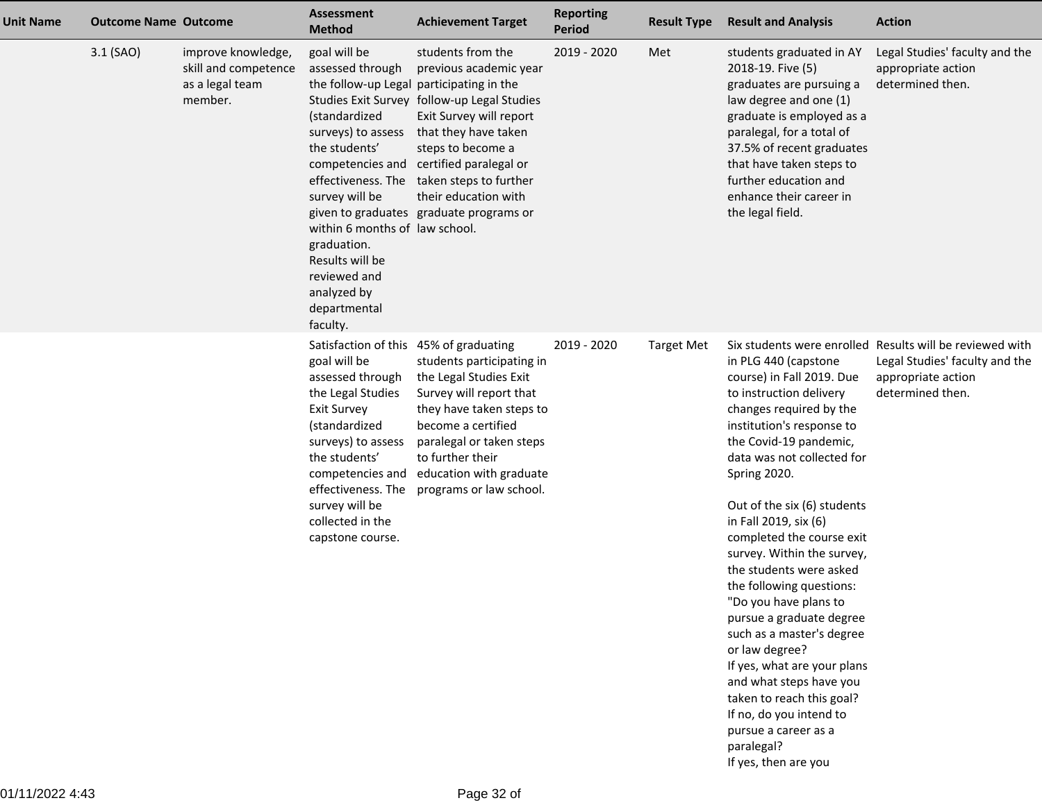| Unit Name | Outcome Name | Outcome | Assessment Method | Achievement Target | Reporting Period | Result Type | Result and Analysis | Action |
|---|---|---|---|---|---|---|---|---|
| | 3.1 (SAO) | improve knowledge, skill and competence as a legal team member. | goal will be assessed through the follow-up Legal Studies Exit Survey (standardized surveys) to assess the students' competencies and effectiveness. The survey will be given to graduates within 6 months of graduation. Results will be reviewed and analyzed by departmental faculty. | students from the previous academic year participating in the follow-up Legal Studies Exit Survey will report that they have taken steps to become a certified paralegal or taken steps to further their education with graduate programs or law school. | 2019 - 2020 | Met | students graduated in AY 2018-19. Five (5) graduates are pursuing a law degree and one (1) graduate is employed as a paralegal, for a total of 37.5% of recent graduates that have taken steps to further education and enhance their career in the legal field. | Legal Studies' faculty and the appropriate action determined then. |
| | | | Satisfaction of this goal will be assessed through the Legal Studies Exit Survey (standardized surveys) to assess the students' competencies and effectiveness. The survey will be collected in the capstone course. | 45% of graduating students participating in the Legal Studies Exit Survey will report that they have taken steps to become a certified paralegal or taken steps to further their education with graduate programs or law school. | 2019 - 2020 | Target Met | Six students were enrolled in PLG 440 (capstone course) in Fall 2019. Due to instruction delivery changes required by the institution's response to the Covid-19 pandemic, data was not collected for Spring 2020.<br><br>Out of the six (6) students in Fall 2019, six (6) completed the course exit survey. Within the survey, the students were asked the following questions:<br>"Do you have plans to pursue a graduate degree such as a master's degree or law degree?<br>If yes, what are your plans and what steps have you taken to reach this goal?<br>If no, do you intend to pursue a career as a paralegal?<br>If yes, then are you | Results will be reviewed with Legal Studies' faculty and the appropriate action determined then. |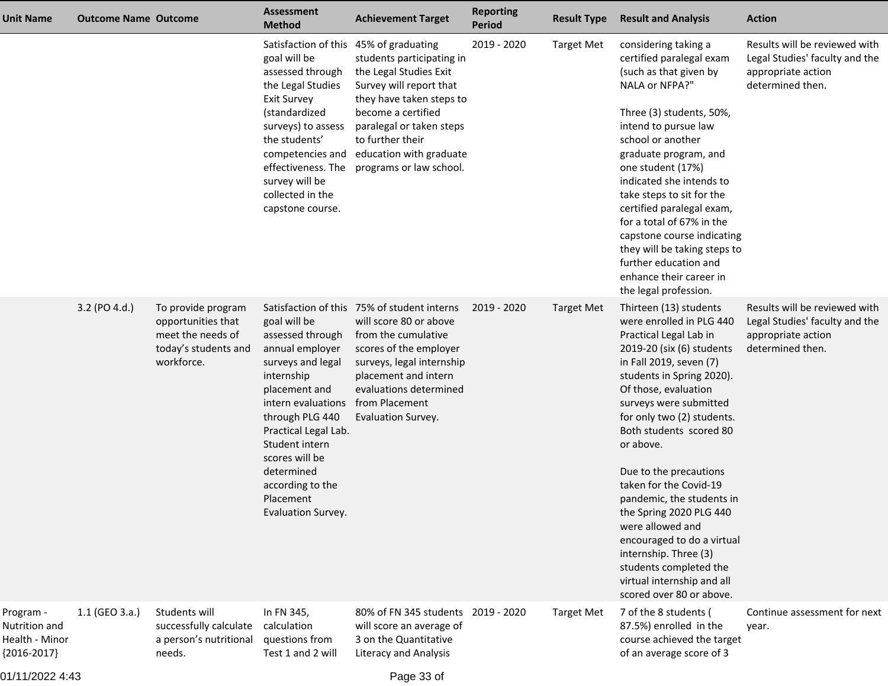| Unit Name | Outcome Name | Outcome | Assessment Method | Achievement Target | Reporting Period | Result Type | Result and Analysis | Action |
|---|---|---|---|---|---|---|---|---|
| | | | Satisfaction of this goal will be assessed through the Legal Studies Exit Survey (standardized surveys) to assess the students' competencies and effectiveness. The survey will be collected in the capstone course. | 45% of graduating students participating in the Legal Studies Exit Survey will report that they have taken steps to become a certified paralegal or taken steps to further their education with graduate programs or law school. | 2019 - 2020 | Target Met | considering taking a certified paralegal exam (such as that given by NALA or NFPA?"<br><br>Three (3) students, 50%, intend to pursue law school or another graduate program, and one student (17%) indicated she intends to take steps to sit for the certified paralegal exam, for a total of 67% in the capstone course indicating they will be taking steps to further education and enhance their career in the legal profession. | Results will be reviewed with Legal Studies' faculty and the appropriate action determined then. |
| | 3.2 (PO 4.d.) | To provide program opportunities that meet the needs of today's students and workforce. | Satisfaction of this goal will be assessed through annual employer surveys and legal internship placement and intern evaluations through PLG 440 Practical Legal Lab. Student intern scores will be determined according to the Placement Evaluation Survey. | 75% of student interns will score 80 or above from the cumulative scores of the employer surveys, legal internship placement and intern evaluations determined from Placement Evaluation Survey. | 2019 - 2020 | Target Met | Thirteen (13) students were enrolled in PLG 440 Practical Legal Lab in 2019-20 (six (6) students in Fall 2019, seven (7) students in Spring 2020). Of those, evaluation surveys were submitted for only two (2) students. Both students scored 80 or above.<br><br>Due to the precautions taken for the Covid-19 pandemic, the students in the Spring 2020 PLG 440 were allowed and encouraged to do a virtual internship. Three (3) students completed the virtual internship and all scored over 80 or above. | Results will be reviewed with Legal Studies' faculty and the appropriate action determined then. |
| Program - Nutrition and Health - Minor {2016-2017} | 1.1 (GEO 3.a.) | Students will successfully calculate a person's nutritional needs. | In FN 345, calculation questions from Test 1 and 2 will | 80% of FN 345 students will score an average of 3 on the Quantitative Literacy and Analysis | 2019 - 2020 | Target Met | 7 of the 8 students ( 87.5%) enrolled in the course achieved the target of an average score of 3 | Continue assessment for next year. |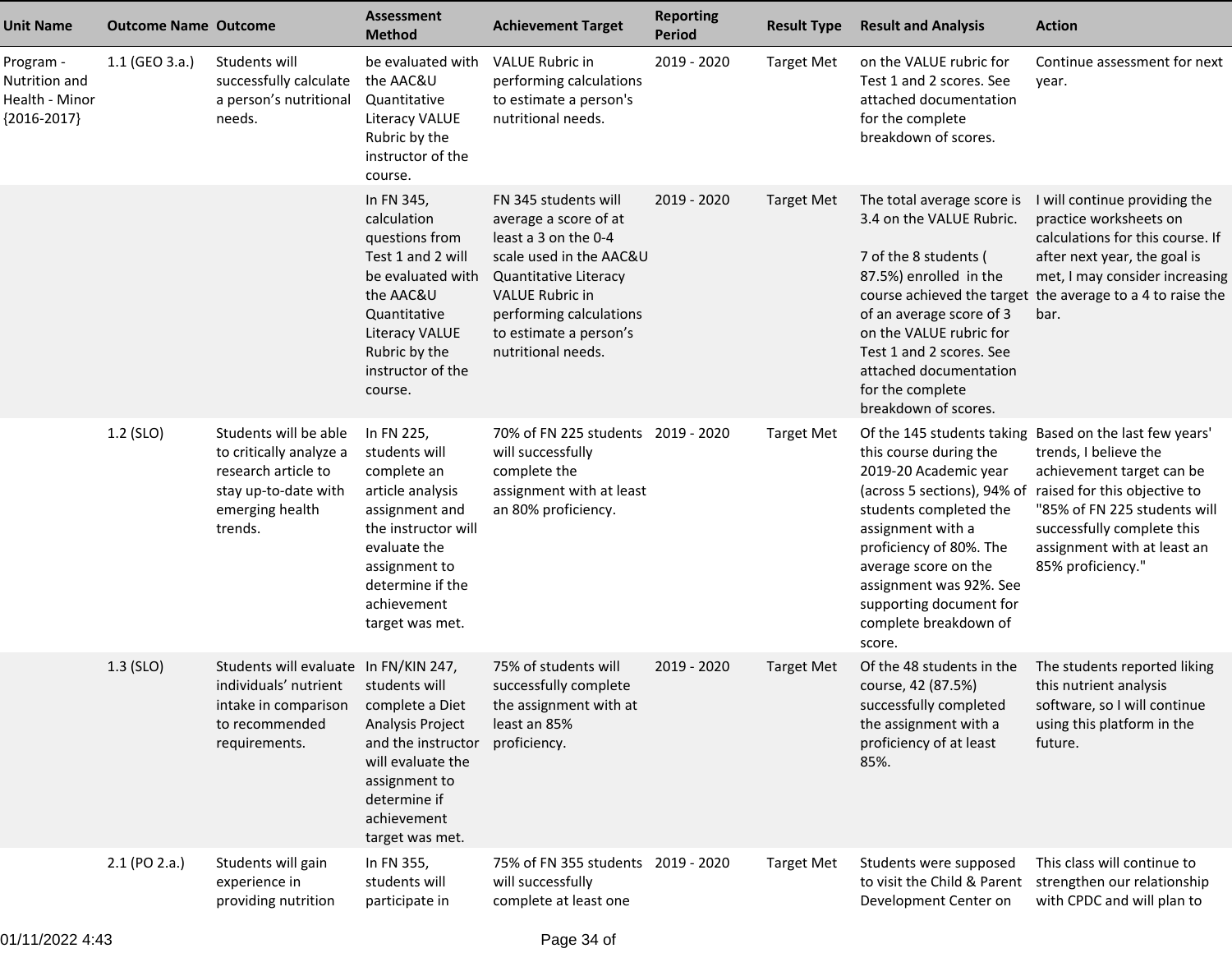| Unit Name | Outcome Name | Outcome | Assessment Method | Achievement Target | Reporting Period | Result Type | Result and Analysis | Action |
|---|---|---|---|---|---|---|---|---|
| Program - Nutrition and Health - Minor {2016-2017} | 1.1 (GEO 3.a.) | Students will successfully calculate a person's nutritional needs. | be evaluated with the AAC&U Quantitative Literacy VALUE Rubric by the instructor of the course. | VALUE Rubric in performing calculations to estimate a person's nutritional needs. | 2019 - 2020 | Target Met | on the VALUE rubric for Test 1 and 2 scores. See attached documentation for the complete breakdown of scores. | Continue assessment for next year. |
| | | | In FN 345, calculation questions from Test 1 and 2 will be evaluated with the AAC&U Quantitative Literacy VALUE Rubric by the instructor of the course. | FN 345 students will average a score of at least a 3 on the 0-4 scale used in the AAC&U Quantitative Literacy VALUE Rubric in performing calculations to estimate a person's nutritional needs. | 2019 - 2020 | Target Met | The total average score is 3.4 on the VALUE Rubric. 7 of the 8 students ( 87.5%) enrolled in the course achieved the target of an average score of 3 on the VALUE rubric for Test 1 and 2 scores. See attached documentation for the complete breakdown of scores. | I will continue providing the practice worksheets on calculations for this course. If after next year, the goal is met, I may consider increasing the average to a 4 to raise the bar. |
| | 1.2 (SLO) | Students will be able to critically analyze a research article to stay up-to-date with emerging health trends. | In FN 225, students will complete an article analysis assignment and the instructor will evaluate the assignment to determine if the achievement target was met. | 70% of FN 225 students will successfully complete the assignment with at least an 80% proficiency. | 2019 - 2020 | Target Met | Of the 145 students taking this course during the 2019-20 Academic year (across 5 sections), 94% of students completed the assignment with a proficiency of 80%. The average score on the assignment was 92%. See supporting document for complete breakdown of score. | Based on the last few years' trends, I believe the achievement target can be raised for this objective to "85% of FN 225 students will successfully complete this assignment with at least an 85% proficiency." |
| | 1.3 (SLO) | Students will evaluate individuals' nutrient intake in comparison to recommended requirements. | In FN/KIN 247, students will complete a Diet Analysis Project and the instructor will evaluate the assignment to determine if achievement target was met. | 75% of students will successfully complete the assignment with at least an 85% proficiency. | 2019 - 2020 | Target Met | Of the 48 students in the course, 42 (87.5%) successfully completed the assignment with a proficiency of at least 85%. | The students reported liking this nutrient analysis software, so I will continue using this platform in the future. |
| | 2.1 (PO 2.a.) | Students will gain experience in providing nutrition | In FN 355, students will participate in | 75% of FN 355 students will successfully complete at least one | 2019 - 2020 | Target Met | Students were supposed to visit the Child & Parent Development Center on | This class will continue to strengthen our relationship with CPDC and will plan to |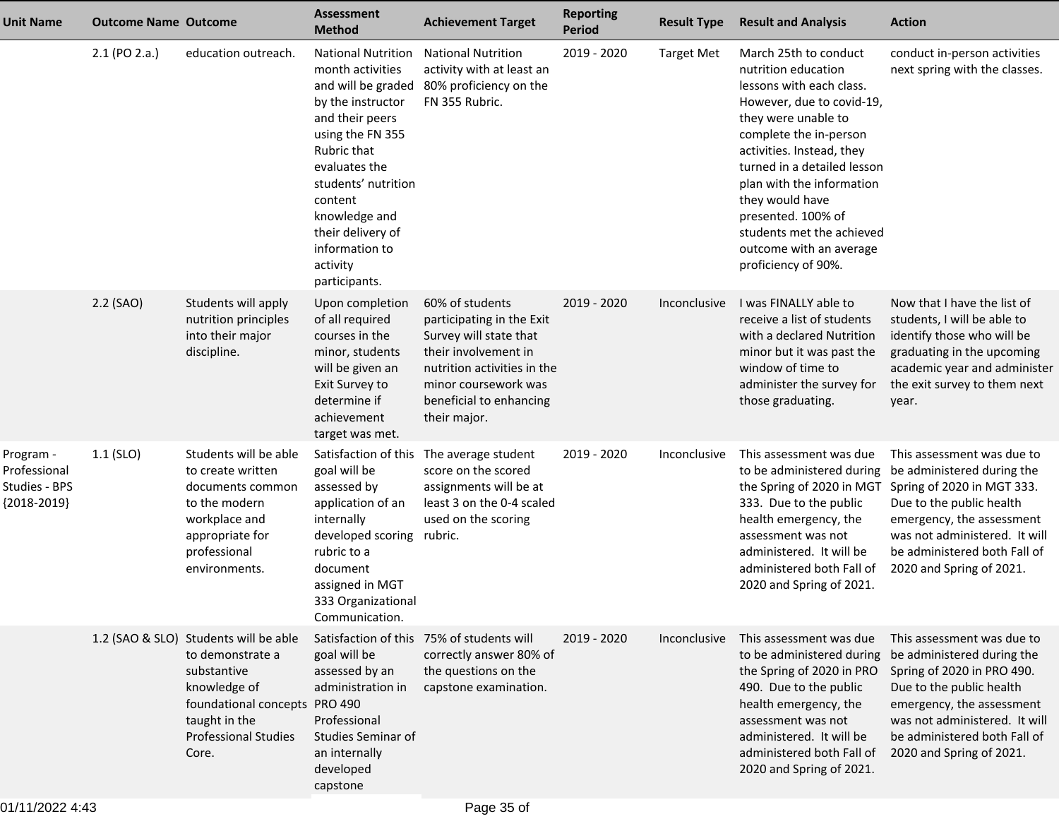| Unit Name | Outcome Name | Outcome | Assessment Method | Achievement Target | Reporting Period | Result Type | Result and Analysis | Action |
|---|---|---|---|---|---|---|---|---|
| | 2.1 (PO 2.a.) | education outreach. | National Nutrition month activities and will be graded by the instructor and their peers using the FN 355 Rubric that evaluates the students' nutrition content knowledge and their delivery of information to activity participants. | National Nutrition activity with at least an 80% proficiency on the FN 355 Rubric. | 2019 - 2020 | Target Met | March 25th to conduct nutrition education lessons with each class. However, due to covid-19, they were unable to complete the in-person activities. Instead, they turned in a detailed lesson plan with the information they would have presented. 100% of students met the achieved outcome with an average proficiency of 90%. | conduct in-person activities next spring with the classes. |
| | 2.2 (SAO) | Students will apply nutrition principles into their major discipline. | Upon completion of all required courses in the minor, students will be given an Exit Survey to determine if achievement target was met. | 60% of students participating in the Exit Survey will state that their involvement in nutrition activities in the minor coursework was beneficial to enhancing their major. | 2019 - 2020 | Inconclusive | I was FINALLY able to receive a list of students with a declared Nutrition minor but it was past the window of time to administer the survey for those graduating. | Now that I have the list of students, I will be able to identify those who will be graduating in the upcoming academic year and administer the exit survey to them next year. |
| Program - Professional Studies - BPS {2018-2019} | 1.1 (SLO) | Students will be able to create written documents common to the modern workplace and appropriate for professional environments. | Satisfaction of this goal will be assessed by application of an internally developed scoring rubric to a document assigned in MGT 333 Organizational Communication. | The average student score on the scored assignments will be at least 3 on the 0-4 scaled used on the scoring rubric. | 2019 - 2020 | Inconclusive | This assessment was due to be administered during the Spring of 2020 in MGT 333. Due to the public health emergency, the assessment was not administered. It will be administered both Fall of 2020 and Spring of 2021. | This assessment was due to be administered during the Spring of 2020 in MGT 333. Due to the public health emergency, the assessment was not administered. It will be administered both Fall of 2020 and Spring of 2021. |
| | 1.2 (SAO & SLO) | Students will be able to demonstrate a substantive knowledge of foundational concepts taught in the Professional Studies Core. | Satisfaction of this goal will be assessed by an administration in PRO 490 Professional Studies Seminar of an internally developed capstone | 75% of students will correctly answer 80% of the questions on the capstone examination. | 2019 - 2020 | Inconclusive | This assessment was due to be administered during the Spring of 2020 in PRO 490. Due to the public health emergency, the assessment was not administered. It will be administered both Fall of 2020 and Spring of 2021. | This assessment was due to be administered during the Spring of 2020 in PRO 490. Due to the public health emergency, the assessment was not administered. It will be administered both Fall of 2020 and Spring of 2021. |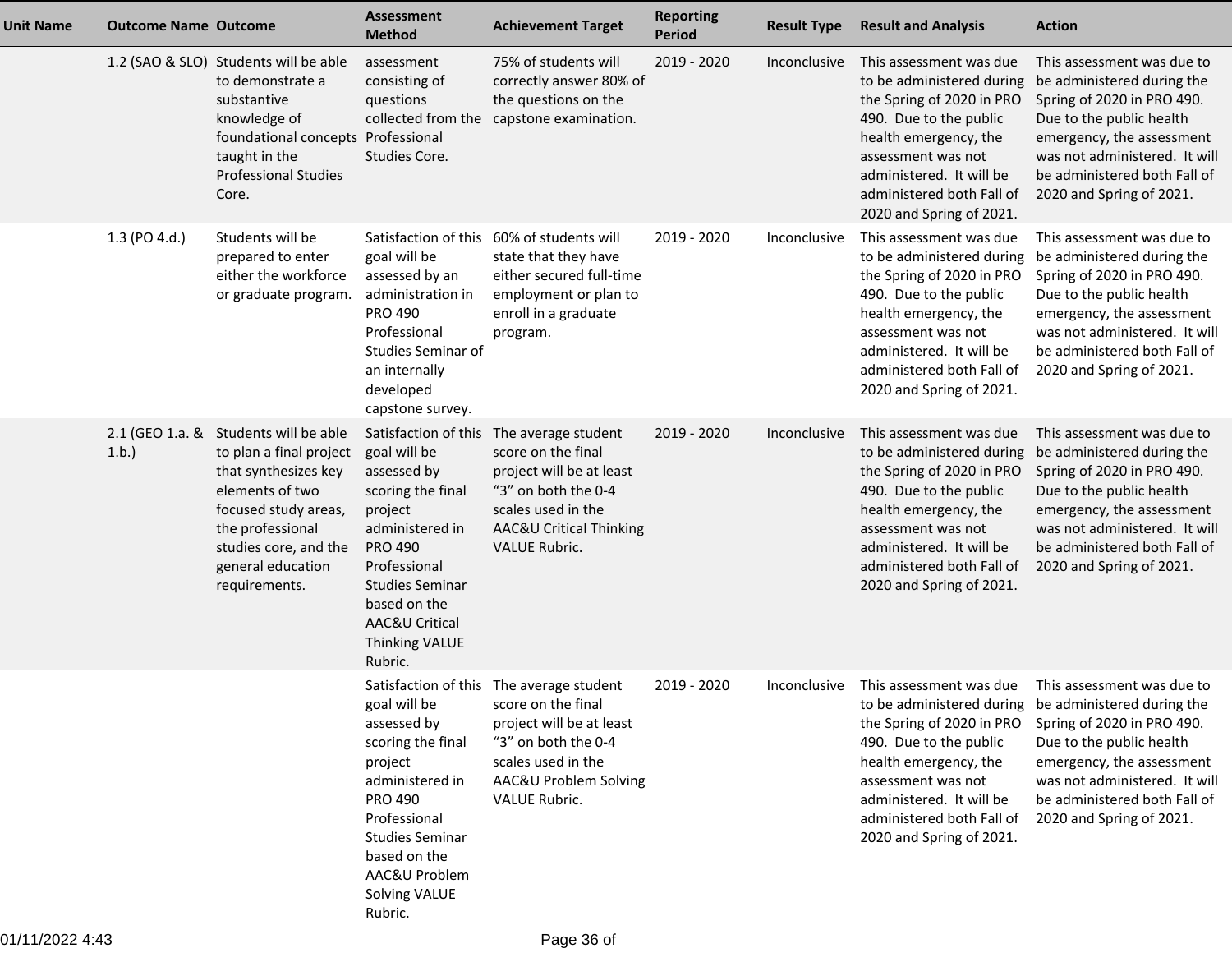| Unit Name | Outcome Name | Outcome | Assessment Method | Achievement Target | Reporting Period | Result Type | Result and Analysis | Action |
|---|---|---|---|---|---|---|---|---|
| | 1.2 (SAO & SLO) | Students will be able to demonstrate a substantive knowledge of foundational concepts taught in the Professional Studies Core. | assessment consisting of questions collected from the Professional Studies Core. | 75% of students will correctly answer 80% of the questions on the capstone examination. | 2019 - 2020 | Inconclusive | This assessment was due to be administered during the Spring of 2020 in PRO 490. Due to the public health emergency, the assessment was not administered. It will be administered both Fall of 2020 and Spring of 2021. | This assessment was due to be administered during the Spring of 2020 in PRO 490. Due to the public health emergency, the assessment was not administered. It will be administered both Fall of 2020 and Spring of 2021. |
| | 1.3 (PO 4.d.) | Students will be prepared to enter either the workforce or graduate program. | Satisfaction of this goal will be assessed by an administration in PRO 490 Professional Studies Seminar of an internally developed capstone survey. | 60% of students will state that they have either secured full-time employment or plan to enroll in a graduate program. | 2019 - 2020 | Inconclusive | This assessment was due to be administered during the Spring of 2020 in PRO 490. Due to the public health emergency, the assessment was not administered. It will be administered both Fall of 2020 and Spring of 2021. | This assessment was due to be administered during the Spring of 2020 in PRO 490. Due to the public health emergency, the assessment was not administered. It will be administered both Fall of 2020 and Spring of 2021. |
| | 2.1 (GEO 1.a. & 1.b.) | Students will be able to plan a final project that synthesizes key elements of two focused study areas, the professional studies core, and the general education requirements. | Satisfaction of this goal will be assessed by scoring the final project administered in PRO 490 Professional Studies Seminar based on the AAC&U Critical Thinking VALUE Rubric. | The average student score on the final project will be at least "3" on both the 0-4 scales used in the AAC&U Critical Thinking VALUE Rubric. | 2019 - 2020 | Inconclusive | This assessment was due to be administered during the Spring of 2020 in PRO 490. Due to the public health emergency, the assessment was not administered. It will be administered both Fall of 2020 and Spring of 2021. | This assessment was due to be administered during the Spring of 2020 in PRO 490. Due to the public health emergency, the assessment was not administered. It will be administered both Fall of 2020 and Spring of 2021. |
| | | | Satisfaction of this goal will be assessed by scoring the final project administered in PRO 490 Professional Studies Seminar based on the AAC&U Problem Solving VALUE Rubric. | The average student score on the final project will be at least "3" on both the 0-4 scales used in the AAC&U Problem Solving VALUE Rubric. | 2019 - 2020 | Inconclusive | This assessment was due to be administered during the Spring of 2020 in PRO 490. Due to the public health emergency, the assessment was not administered. It will be administered both Fall of 2020 and Spring of 2021. | This assessment was due to be administered during the Spring of 2020 in PRO 490. Due to the public health emergency, the assessment was not administered. It will be administered both Fall of 2020 and Spring of 2021. |

01/11/2022 4:43